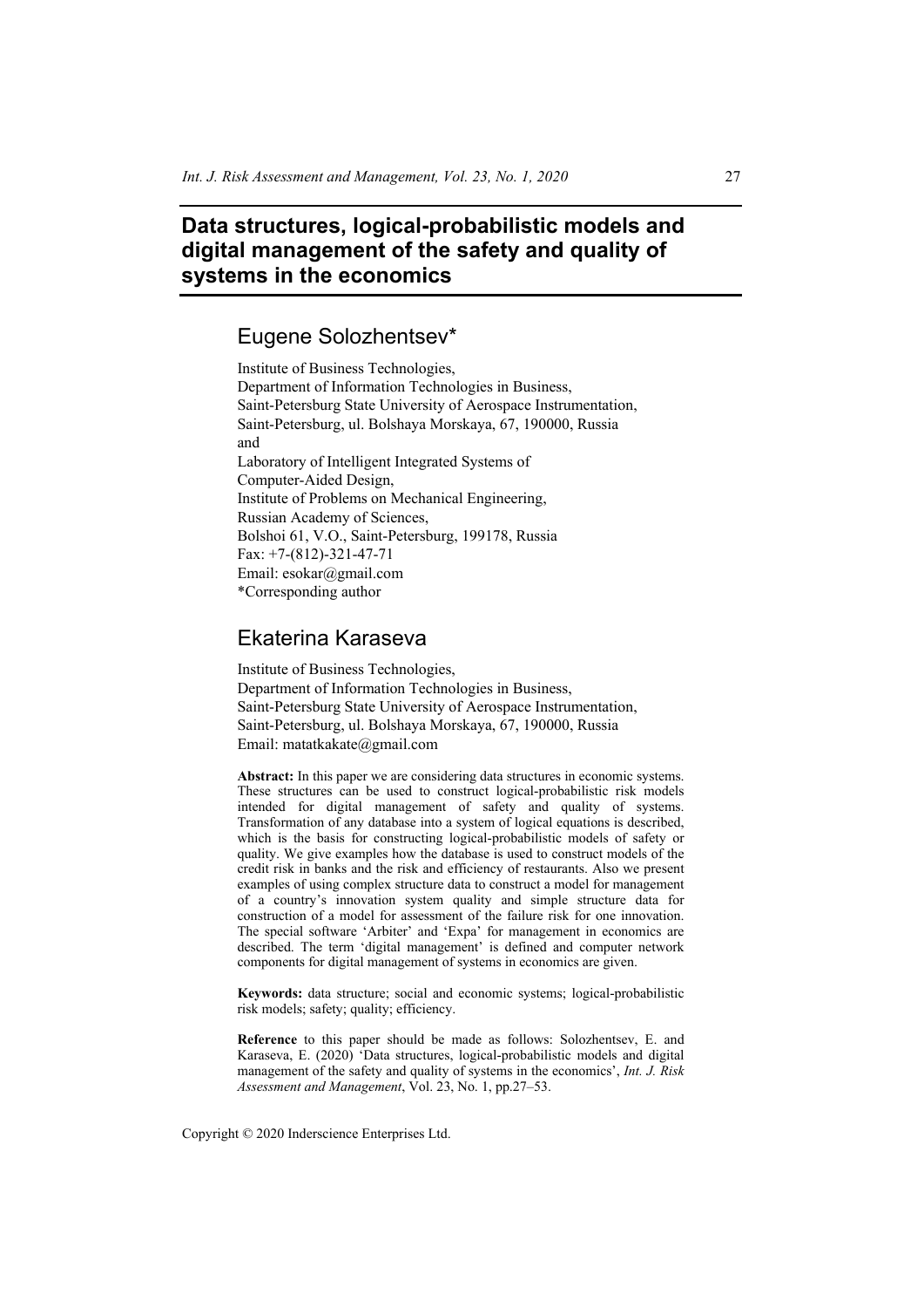# Data structures, logical-probabilistic models and digital management of the safety and quality of systems in the economics

## Eugene Solozhentsev*

Institute of Business Technologies,
Department of Information Technologies in Business,
Saint-Petersburg State University of Aerospace Instrumentation,
Saint-Petersburg, ul. Bolshaya Morskaya, 67, 190000, Russia
and
Laboratory of Intelligent Integrated Systems of
Computer-Aided Design,
Institute of Problems on Mechanical Engineering,
Russian Academy of Sciences,
Bolshoi 61, V.O., Saint-Petersburg, 199178, Russia
Fax: +7-(812)-321-47-71
Email: esokar@gmail.com
*Corresponding author

## Ekaterina Karaseva

Institute of Business Technologies,
Department of Information Technologies in Business,
Saint-Petersburg State University of Aerospace Instrumentation,
Saint-Petersburg, ul. Bolshaya Morskaya, 67, 190000, Russia
Email: matatkakate@gmail.com

**Abstract:** In this paper we are considering data structures in economic systems. These structures can be used to construct logical-probabilistic risk models intended for digital management of safety and quality of systems. Transformation of any database into a system of logical equations is described, which is the basis for constructing logical-probabilistic models of safety or quality. We give examples how the database is used to construct models of the credit risk in banks and the risk and efficiency of restaurants. Also we present examples of using complex structure data to construct a model for management of a country's innovation system quality and simple structure data for construction of a model for assessment of the failure risk for one innovation. The special software 'Arbiter' and 'Expa' for management in economics are described. The term 'digital management' is defined and computer network components for digital management of systems in economics are given.

**Keywords:** data structure; social and economic systems; logical-probabilistic risk models; safety; quality; efficiency.

**Reference** to this paper should be made as follows: Solozhentsev, E. and Karaseva, E. (2020) 'Data structures, logical-probabilistic models and digital management of the safety and quality of systems in the economics', *Int. J. Risk Assessment and Management*, Vol. 23, No. 1, pp.27–53.

Copyright © 2020 Inderscience Enterprises Ltd.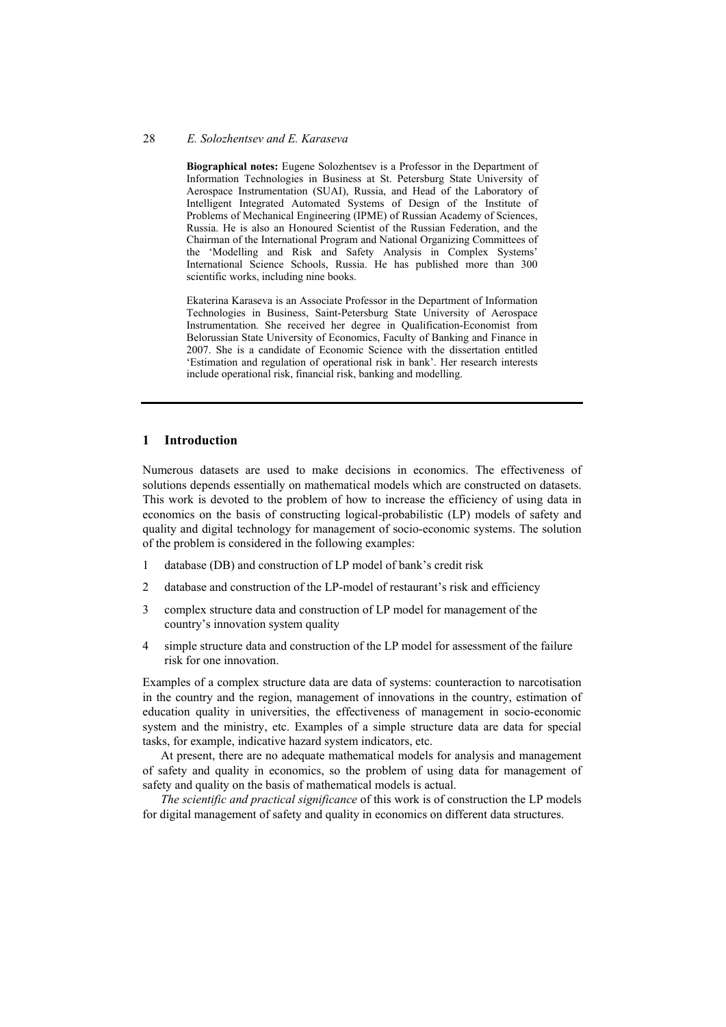**Biographical notes:** Eugene Solozhentsev is a Professor in the Department of Information Technologies in Business at St. Petersburg State University of Aerospace Instrumentation (SUAI), Russia, and Head of the Laboratory of Intelligent Integrated Automated Systems of Design of the Institute of Problems of Mechanical Engineering (IPME) of Russian Academy of Sciences, Russia. He is also an Honoured Scientist of the Russian Federation, and the Chairman of the International Program and National Organizing Committees of the 'Modelling and Risk and Safety Analysis in Complex Systems' International Science Schools, Russia. He has published more than 300 scientific works, including nine books.

Ekaterina Karaseva is an Associate Professor in the Department of Information Technologies in Business, Saint-Petersburg State University of Aerospace Instrumentation. She received her degree in Qualification-Economist from Belorussian State University of Economics, Faculty of Banking and Finance in 2007. She is a candidate of Economic Science with the dissertation entitled 'Estimation and regulation of operational risk in bank'. Her research interests include operational risk, financial risk, banking and modelling.

## 1 Introduction

Numerous datasets are used to make decisions in economics. The effectiveness of solutions depends essentially on mathematical models which are constructed on datasets. This work is devoted to the problem of how to increase the efficiency of using data in economics on the basis of constructing logical-probabilistic (LP) models of safety and quality and digital technology for management of socio-economic systems. The solution of the problem is considered in the following examples:

1. database (DB) and construction of LP model of bank's credit risk
2. database and construction of the LP-model of restaurant's risk and efficiency
3. complex structure data and construction of LP model for management of the country's innovation system quality
4. simple structure data and construction of the LP model for assessment of the failure risk for one innovation.

Examples of a complex structure data are data of systems: counteraction to narcotisation in the country and the region, management of innovations in the country, estimation of education quality in universities, the effectiveness of management in socio-economic system and the ministry, etc. Examples of a simple structure data are data for special tasks, for example, indicative hazard system indicators, etc.

At present, there are no adequate mathematical models for analysis and management of safety and quality in economics, so the problem of using data for management of safety and quality on the basis of mathematical models is actual.

*The scientific and practical significance* of this work is of construction the LP models for digital management of safety and quality in economics on different data structures.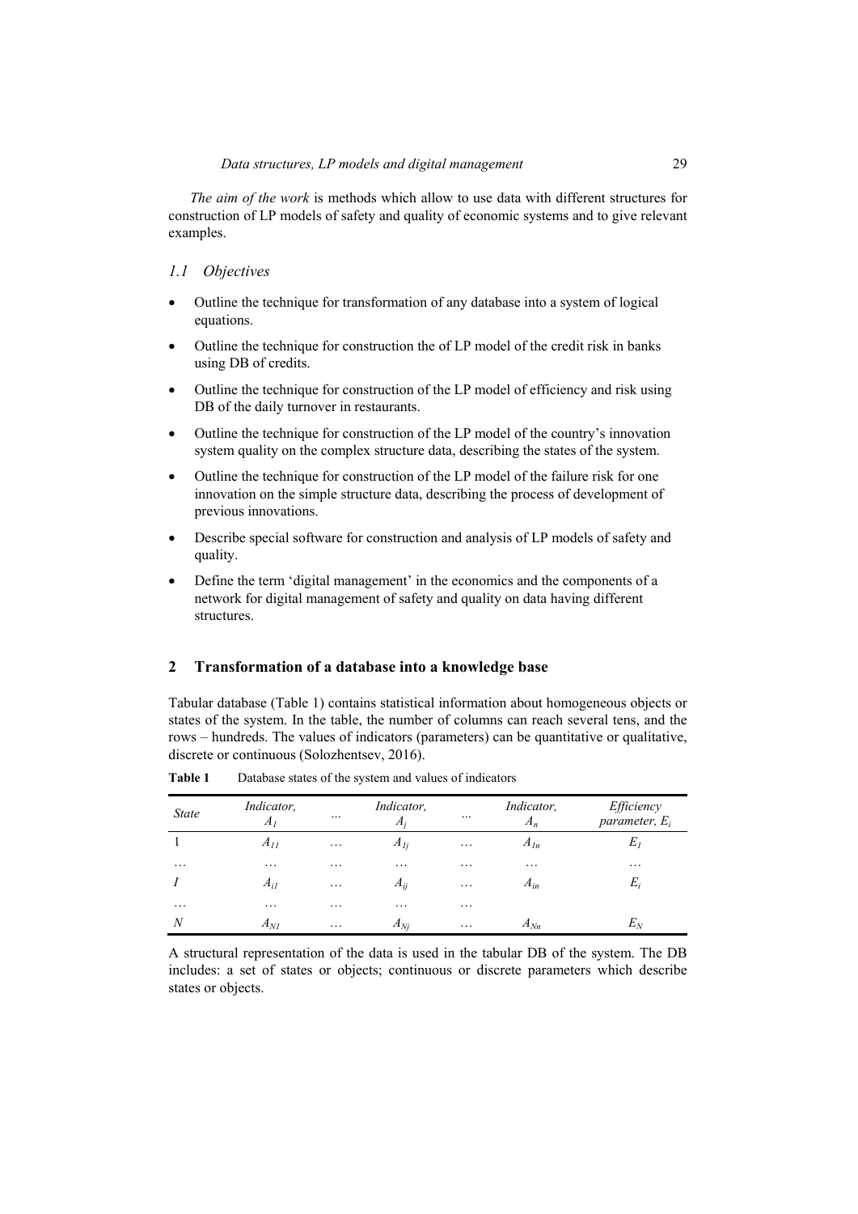*The aim of the work* is methods which allow to use data with different structures for construction of LP models of safety and quality of economic systems and to give relevant examples.

### *1.1 Objectives*

- Outline the technique for transformation of any database into a system of logical equations.
- Outline the technique for construction the of LP model of the credit risk in banks using DB of credits.
- Outline the technique for construction of the LP model of efficiency and risk using DB of the daily turnover in restaurants.
- Outline the technique for construction of the LP model of the country's innovation system quality on the complex structure data, describing the states of the system.
- Outline the technique for construction of the LP model of the failure risk for one innovation on the simple structure data, describing the process of development of previous innovations.
- Describe special software for construction and analysis of LP models of safety and quality.
- Define the term 'digital management' in the economics and the components of a network for digital management of safety and quality on data having different structures.

## 2 Transformation of a database into a knowledge base

Tabular database (Table 1) contains statistical information about homogeneous objects or states of the system. In the table, the number of columns can reach several tens, and the rows – hundreds. The values of indicators (parameters) can be quantitative or qualitative, discrete or continuous (Solozhentsev, 2016).

**Table 1** Database states of the system and values of indicators

| *State* | *Indicator,* $A_1$ | ... | *Indicator,* $A_j$ | ... | *Indicator,* $A_n$ | *Efficiency parameter,* $E_i$ |
|---|---|---|---|---|---|---|
| 1 | $A_{11}$ | … | $A_{1j}$ | … | $A_{1n}$ | $E_1$ |
| … | … | … | … | … | … | … |
| *I* | $A_{i1}$ | … | $A_{ij}$ | … | $A_{in}$ | $E_i$ |
| … | … | … | … | … | | |
| *N* | $A_{N1}$ | … | $A_{Nj}$ | … | $A_{Nn}$ | $E_N$ |

A structural representation of the data is used in the tabular DB of the system. The DB includes: a set of states or objects; continuous or discrete parameters which describe states or objects.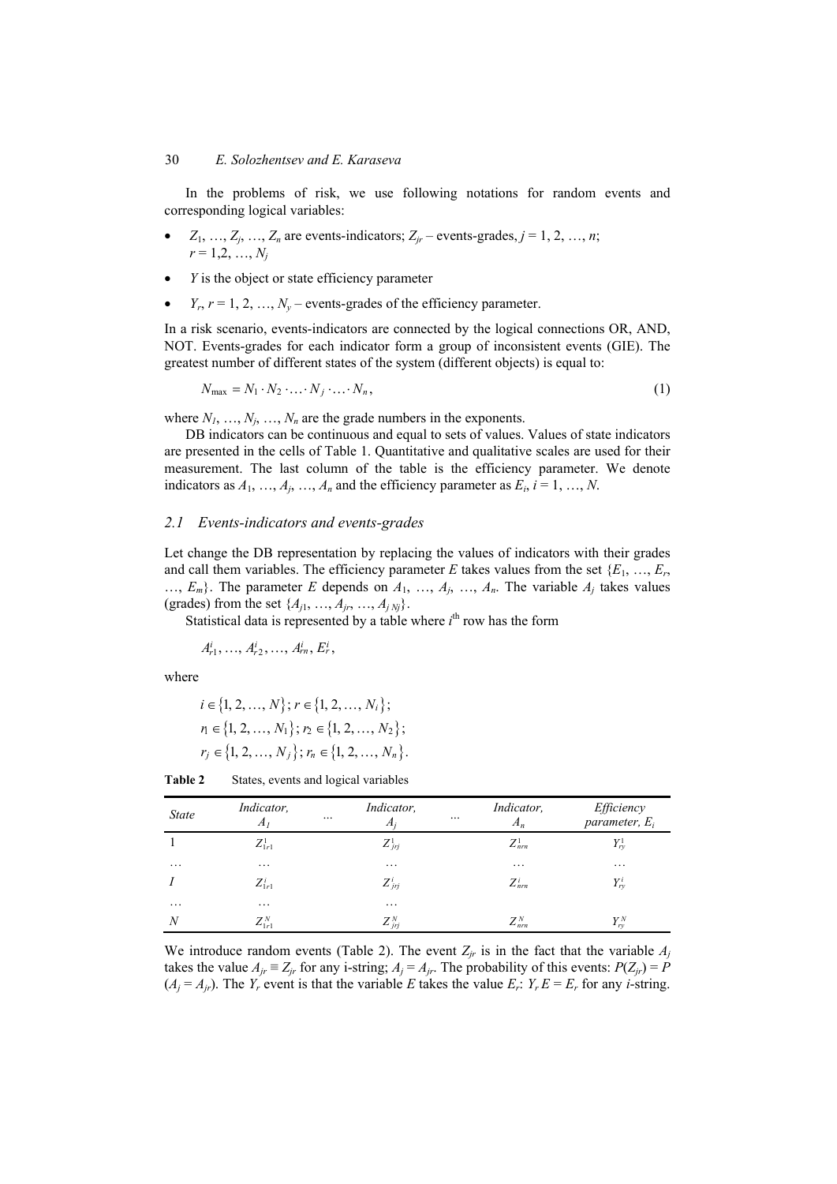In the problems of risk, we use following notations for random events and corresponding logical variables:

- $Z_1, \ldots, Z_j, \ldots, Z_n$ are events-indicators; $Z_{jr}$ – events-grades, $j = 1, 2, \ldots, n$; $r = 1, 2, \ldots, N_j$
- $Y$ is the object or state efficiency parameter
- $Y_r$, $r = 1, 2, \ldots, N_y$ – events-grades of the efficiency parameter.

In a risk scenario, events-indicators are connected by the logical connections OR, AND, NOT. Events-grades for each indicator form a group of inconsistent events (GIE). The greatest number of different states of the system (different objects) is equal to:

$$N_{\max} = N_1 \cdot N_2 \cdot \ldots \cdot N_j \cdot \ldots \cdot N_n, \tag{1}$$

where $N_1, \ldots, N_j, \ldots, N_n$ are the grade numbers in the exponents.

DB indicators can be continuous and equal to sets of values. Values of state indicators are presented in the cells of Table 1. Quantitative and qualitative scales are used for their measurement. The last column of the table is the efficiency parameter. We denote indicators as $A_1, \ldots, A_j, \ldots, A_n$ and the efficiency parameter as $E_i$, $i = 1, \ldots, N$.

### *2.1 Events-indicators and events-grades*

Let change the DB representation by replacing the values of indicators with their grades and call them variables. The efficiency parameter $E$ takes values from the set $\{E_1, \ldots, E_r, \ldots, E_m\}$. The parameter $E$ depends on $A_1, \ldots, A_j, \ldots, A_n$. The variable $A_j$ takes values (grades) from the set $\{A_{j1}, \ldots, A_{jr}, \ldots, A_{j\,Nj}\}$.

Statistical data is represented by a table where $i^{\text{th}}$ row has the form

$$A^i_{r1}, \ldots, A^i_{r2}, \ldots, A^i_{rn}, E^i_r,$$

where

$$i \in \{1, 2, \ldots, N\}; \, r \in \{1, 2, \ldots, N_i\};$$
$$r_1 \in \{1, 2, \ldots, N_1\}; \, r_2 \in \{1, 2, \ldots, N_2\};$$
$$r_j \in \{1, 2, \ldots, N_j\}; \, r_n \in \{1, 2, \ldots, N_n\}.$$

**Table 2** States, events and logical variables

| *State* | *Indicator, $A_1$* | … | *Indicator, $A_j$* | … | *Indicator, $A_n$* | *Efficiency parameter, $E_i$* |
|---|---|---|---|---|---|---|
| 1 | $Z^1_{1r1}$ | | $Z^1_{jrj}$ | | $Z^1_{nrn}$ | $Y^1_{ry}$ |
| … | … | | … | | … | … |
| *I* | $Z^i_{1r1}$ | | $Z^i_{jrj}$ | | $Z^i_{nrn}$ | $Y^i_{ry}$ |
| … | … | | … | | | |
| *N* | $Z^N_{1r1}$ | | $Z^N_{jrj}$ | | $Z^N_{nrn}$ | $Y^N_{ry}$ |

We introduce random events (Table 2). The event $Z_{jr}$ is in the fact that the variable $A_j$ takes the value $A_{jr} \equiv Z_{jr}$ for any i-string; $A_j = A_{jr}$. The probability of this events: $P(Z_{jr}) = P(A_j = A_{jr})$. The $Y_r$ event is that the variable $E$ takes the value $E_r$: $Y_r\, E = E_r$ for any *i*-string.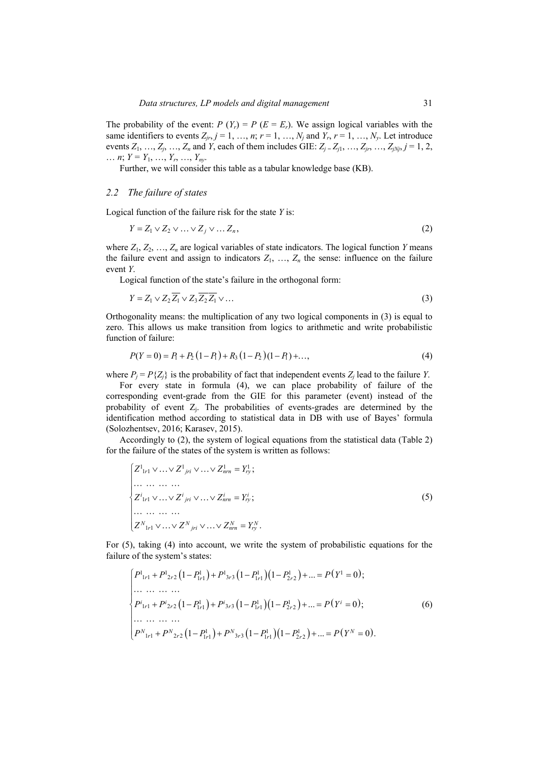The probability of the event: $P(Y_r) = P(E = E_r)$. We assign logical variables with the same identifiers to events $Z_{jr}$, $j = 1, \ldots, n$; $r = 1, \ldots, N_j$ and $Y_r$, $r = 1, \ldots, N_y$. Let introduce events $Z_1, \ldots, Z_j, \ldots, Z_n$ and $Y$, each of them includes GIE: $Z_j = Z_{j1}, \ldots, Z_{jr}, \ldots, Z_{jNj}$, $j = 1, 2, \ldots n$; $Y = Y_1, \ldots, Y_r, \ldots, Y_{ny}$.

Further, we will consider this table as a tabular knowledge base (KB).

### 2.2 The failure of states

Logical function of the failure risk for the state $Y$ is:

$$Y = Z_1 \vee Z_2 \vee \ldots \vee Z_j \vee \ldots Z_n, \tag{2}$$

where $Z_1, Z_2, \ldots, Z_n$ are logical variables of state indicators. The logical function $Y$ means the failure event and assign to indicators $Z_1, \ldots, Z_n$ the sense: influence on the failure event $Y$.

Logical function of the state's failure in the orthogonal form:

$$Y = Z_1 \vee Z_2 \overline{Z_1} \vee Z_3 \overline{Z_2}\,\overline{Z_1} \vee \ldots \tag{3}$$

Orthogonality means: the multiplication of any two logical components in (3) is equal to zero. This allows us make transition from logics to arithmetic and write probabilistic function of failure:

$$P(Y = 0) = P_1 + P_2\left(1 - P_1\right) + P_3\left(1 - P_2\right)(1 - P_1) + \ldots, \tag{4}$$

where $P_j = P\{Z_j\}$ is the probability of fact that independent events $Z_j$ lead to the failure $Y$.

For every state in formula (4), we can place probability of failure of the corresponding event-grade from the GIE for this parameter (event) instead of the probability of event $Z_j$. The probabilities of events-grades are determined by the identification method according to statistical data in DB with use of Bayes' formula (Solozhentsev, 2016; Karasev, 2015).

Accordingly to (2), the system of logical equations from the statistical data (Table 2) for the failure of the states of the system is written as follows:

$$\begin{cases} Z^1{}_{1r1} \vee \ldots \vee Z^1{}_{jri} \vee \ldots \vee Z^1_{nrn} = Y^1_{ry}; \\ \ldots \; \ldots \; \ldots \; \ldots \\ Z^i{}_{1r1} \vee \ldots \vee Z^i{}_{jri} \vee \ldots \vee Z^i_{nrn} = Y^i_{ry}; \\ \ldots \; \ldots \; \ldots \; \ldots \\ Z^N{}_{1r1} \vee \ldots \vee Z^N{}_{jri} \vee \ldots \vee Z^N_{nrn} = Y^N_{ry}. \end{cases} \tag{5}$$

For (5), taking (4) into account, we write the system of probabilistic equations for the failure of the system's states:

$$\begin{cases} P^1{}_{1r1} + P^1{}_{2r2}\left(1 - P^1_{1r1}\right) + P^1{}_{3r3}\left(1 - P^1_{1r1}\right)\left(1 - P^1_{2r2}\right) + \ldots = P\left(Y^1 = 0\right); \\ \ldots \; \ldots \; \ldots \; \ldots \\ P^i{}_{1r1} + P^i{}_{2r2}\left(1 - P^1_{1r1}\right) + P^i{}_{3r3}\left(1 - P^1_{1r1}\right)\left(1 - P^1_{2r2}\right) + \ldots = P\left(Y^i = 0\right); \\ \ldots \; \ldots \; \ldots \; \ldots \\ P^N{}_{1r1} + P^N{}_{2r2}\left(1 - P^1_{1r1}\right) + P^N{}_{3r3}\left(1 - P^1_{1r1}\right)\left(1 - P^1_{2r2}\right) + \ldots = P\left(Y^N = 0\right). \end{cases} \tag{6}$$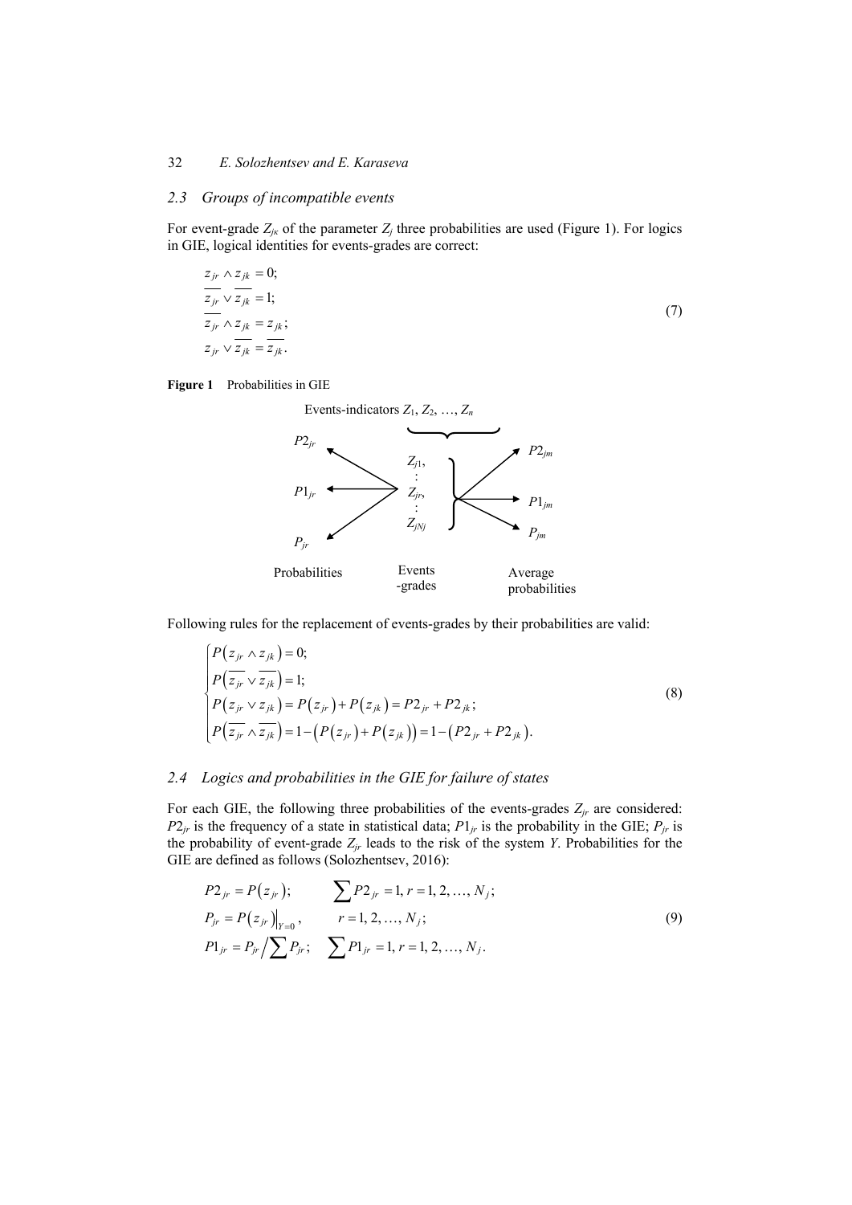### 2.3 Groups of incompatible events

For event-grade $Z_{jk}$ of the parameter $Z_j$ three probabilities are used (Figure 1). For logics in GIE, logical identities for events-grades are correct:

$$
\begin{aligned}
&z_{jr} \wedge z_{jk} = 0; \\
&\overline{z_{jr}} \vee \overline{z_{jk}} = 1; \\
&\overline{z_{jr}} \wedge z_{jk} = z_{jk}; \\
&z_{jr} \vee \overline{z_{jk}} = \overline{z_{jk}}.
\end{aligned}
\tag{7}
$$

**Figure 1** Probabilities in GIE

Events-indicators $Z_1, Z_2, \ldots, Z_n$

$P2_{jr}$, $P1_{jr}$, $P_{jr}$ — Probabilities; $Z_{j1}, \ldots, Z_{jr}, \ldots, Z_{jNj}$ — Events-grades; $P2_{jm}$, $P1_{jm}$, $P_{jm}$ — Average probabilities

Following rules for the replacement of events-grades by their probabilities are valid:

$$
\begin{cases}
P\left(z_{jr} \wedge z_{jk}\right) = 0; \\
P\left(\overline{z_{jr}} \vee \overline{z_{jk}}\right) = 1; \\
P\left(z_{jr} \vee z_{jk}\right) = P\left(z_{jr}\right) + P\left(z_{jk}\right) = P2_{jr} + P2_{jk}; \\
P\left(\overline{z_{jr}} \wedge \overline{z_{jk}}\right) = 1 - \left(P\left(z_{jr}\right) + P\left(z_{jk}\right)\right) = 1 - \left(P2_{jr} + P2_{jk}\right).
\end{cases}
\tag{8}
$$

### 2.4 Logics and probabilities in the GIE for failure of states

For each GIE, the following three probabilities of the events-grades $Z_{jr}$ are considered: $P2_{jr}$ is the frequency of a state in statistical data; $P1_{jr}$ is the probability in the GIE; $P_{jr}$ is the probability of event-grade $Z_{jr}$ leads to the risk of the system $Y$. Probabilities for the GIE are defined as follows (Solozhentsev, 2016):

$$
\begin{aligned}
&P2_{jr} = P\left(z_{jr}\right); && \sum P2_{jr} = 1, r = 1, 2, \ldots, N_j; \\
&P_{jr} = P\left(z_{jr}\right)\Big|_{Y=0}, && r = 1, 2, \ldots, N_j; \\
&P1_{jr} = P_{jr} \Big/ \sum P_{jr}; && \sum P1_{jr} = 1, r = 1, 2, \ldots, N_j.
\end{aligned}
\tag{9}
$$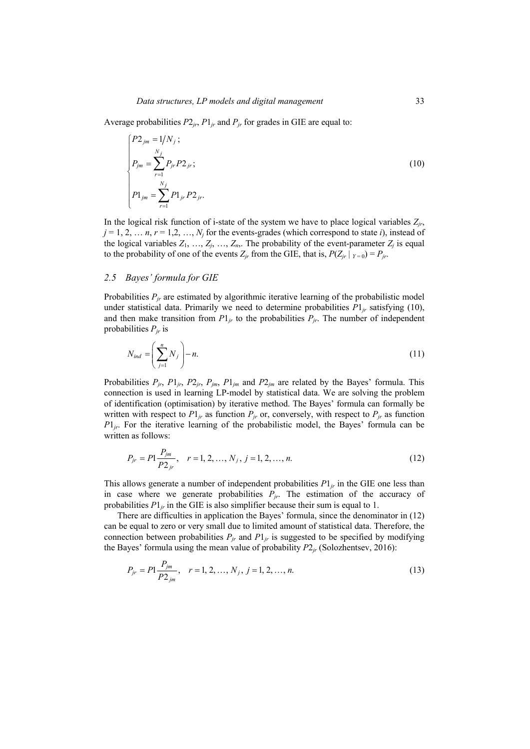Average probabilities $P2_{jr}$, $P1_{jr}$ and $P_{jr}$ for grades in GIE are equal to:

$$\begin{cases} P2_{jm} = 1/N_j; \\ P_{jm} = \sum_{r=1}^{N_j} P_{jr} P2_{jr}; \\ P1_{jm} = \sum_{r=1}^{N_j} P1_{jr} P2_{jr}. \end{cases} \tag{10}$$

In the logical risk function of i-state of the system we have to place logical variables $Z_{jr}$, $j = 1, 2, \ldots n$, $r = 1, 2, \ldots, N_j$ for the events-grades (which correspond to state *i*), instead of the logical variables $Z_1, \ldots, Z_j, \ldots, Z_n$. The probability of the event-parameter $Z_j$ is equal to the probability of one of the events $Z_{jr}$ from the GIE, that is, $P(Z_{jr} \mid_{Y=0}) = P_{jr}$.

## 2.5 Bayes' formula for GIE

Probabilities $P_{jr}$ are estimated by algorithmic iterative learning of the probabilistic model under statistical data. Primarily we need to determine probabilities $P1_{jr}$ satisfying (10), and then make transition from $P1_{jr}$ to the probabilities $P_{jr}$. The number of independent probabilities $P_{jr}$ is

$$N_{ind} = \left( \sum_{j=1}^{n} N_j \right) - n. \tag{11}$$

Probabilities $P_{jr}$, $P1_{jr}$, $P2_{jr}$, $P_{jm}$, $P1_{jm}$ and $P2_{jm}$ are related by the Bayes' formula. This connection is used in learning LP-model by statistical data. We are solving the problem of identification (optimisation) by iterative method. The Bayes' formula can formally be written with respect to $P1_{jr}$ as function $P_{jr}$ or, conversely, with respect to $P_{jr}$ as function $P1_{jr}$. For the iterative learning of the probabilistic model, the Bayes' formula can be written as follows:

$$P_{jr} = P1 \frac{P_{jm}}{P2_{jr}}, \quad r = 1, 2, \ldots, N_j, \; j = 1, 2, \ldots, n. \tag{12}$$

This allows generate a number of independent probabilities $P1_{jr}$ in the GIE one less than in case where we generate probabilities $P_{jr}$. The estimation of the accuracy of probabilities $P1_{jr}$ in the GIE is also simplifier because their sum is equal to 1.

There are difficulties in application the Bayes' formula, since the denominator in (12) can be equal to zero or very small due to limited amount of statistical data. Therefore, the connection between probabilities $P_{jr}$ and $P1_{jr}$ is suggested to be specified by modifying the Bayes' formula using the mean value of probability $P2_{jr}$ (Solozhentsev, 2016):

$$P_{jr} = P1 \frac{P_{jm}}{P2_{jm}}, \quad r = 1, 2, \ldots, N_j, \; j = 1, 2, \ldots, n. \tag{13}$$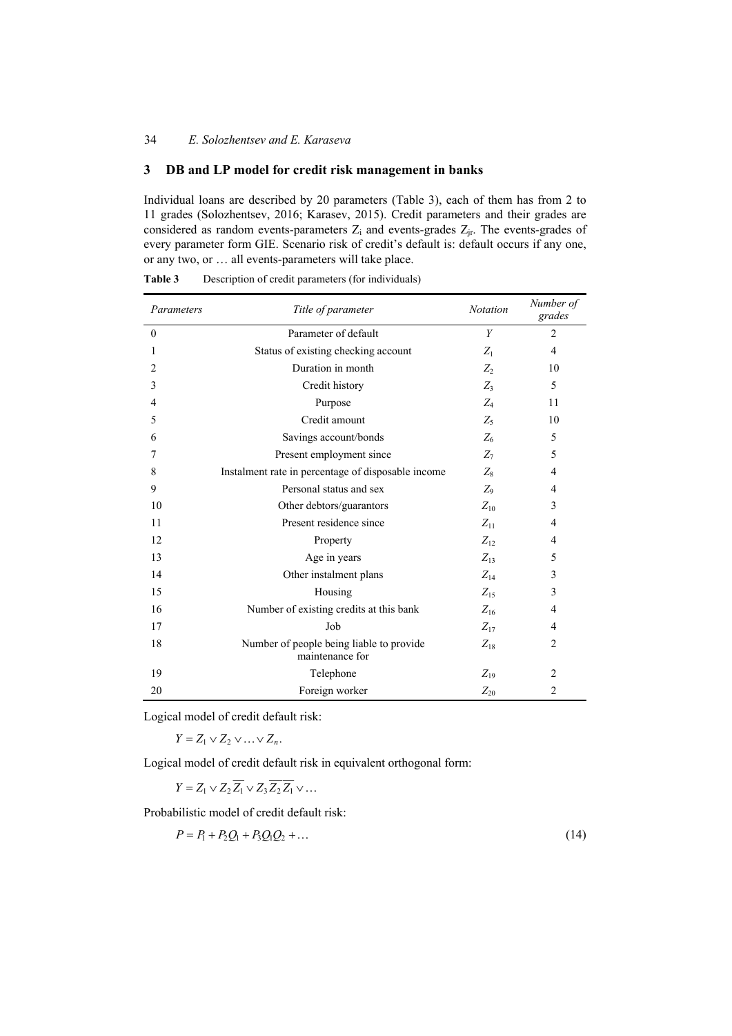## 3 DB and LP model for credit risk management in banks

Individual loans are described by 20 parameters (Table 3), each of them has from 2 to 11 grades (Solozhentsev, 2016; Karasev, 2015). Credit parameters and their grades are considered as random events-parameters $Z_i$ and events-grades $Z_{jr}$. The events-grades of every parameter form GIE. Scenario risk of credit's default is: default occurs if any one, or any two, or … all events-parameters will take place.

**Table 3** Description of credit parameters (for individuals)

| *Parameters* | *Title of parameter* | *Notation* | *Number of grades* |
|---|---|---|---|
| 0 | Parameter of default | $Y$ | 2 |
| 1 | Status of existing checking account | $Z_1$ | 4 |
| 2 | Duration in month | $Z_2$ | 10 |
| 3 | Credit history | $Z_3$ | 5 |
| 4 | Purpose | $Z_4$ | 11 |
| 5 | Credit amount | $Z_5$ | 10 |
| 6 | Savings account/bonds | $Z_6$ | 5 |
| 7 | Present employment since | $Z_7$ | 5 |
| 8 | Instalment rate in percentage of disposable income | $Z_8$ | 4 |
| 9 | Personal status and sex | $Z_9$ | 4 |
| 10 | Other debtors/guarantors | $Z_{10}$ | 3 |
| 11 | Present residence since | $Z_{11}$ | 4 |
| 12 | Property | $Z_{12}$ | 4 |
| 13 | Age in years | $Z_{13}$ | 5 |
| 14 | Other instalment plans | $Z_{14}$ | 3 |
| 15 | Housing | $Z_{15}$ | 3 |
| 16 | Number of existing credits at this bank | $Z_{16}$ | 4 |
| 17 | Job | $Z_{17}$ | 4 |
| 18 | Number of people being liable to provide maintenance for | $Z_{18}$ | 2 |
| 19 | Telephone | $Z_{19}$ | 2 |
| 20 | Foreign worker | $Z_{20}$ | 2 |

Logical model of credit default risk:

$$Y = Z_1 \vee Z_2 \vee \ldots \vee Z_n.$$

Logical model of credit default risk in equivalent orthogonal form:

$$Y = Z_1 \vee Z_2 \overline{Z_1} \vee Z_3 \overline{Z_2}\,\overline{Z_1} \vee \ldots$$

Probabilistic model of credit default risk:

$$P = P_1 + P_2 Q_1 + P_3 Q_1 Q_2 + \ldots \tag{14}$$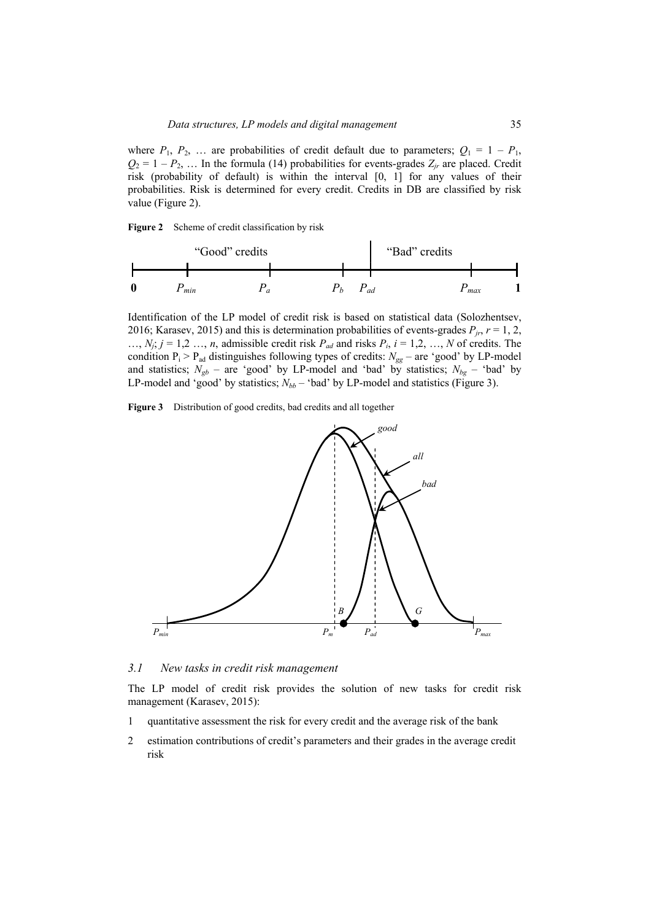where $P_1$, $P_2$, … are probabilities of credit default due to parameters; $Q_1 = 1 - P_1$, $Q_2 = 1 - P_2$, … In the formula (14) probabilities for events-grades $Z_{jr}$ are placed. Credit risk (probability of default) is within the interval [0, 1] for any values of their probabilities. Risk is determined for every credit. Credits in DB are classified by risk value (Figure 2).

**Figure 2** Scheme of credit classification by risk

Identification of the LP model of credit risk is based on statistical data (Solozhentsev, 2016; Karasev, 2015) and this is determination probabilities of events-grades $P_{jr}$, $r = 1, 2, \ldots, N_j$; $j = 1,2 \ldots, n$, admissible credit risk $P_{ad}$ and risks $P_i$, $i = 1,2, \ldots, N$ of credits. The condition $P_i > P_{ad}$ distinguishes following types of credits: $N_{gg}$ – are 'good' by LP-model and statistics; $N_{gb}$ – are 'good' by LP-model and 'bad' by statistics; $N_{bg}$ – 'bad' by LP-model and 'good' by statistics; $N_{bb}$ – 'bad' by LP-model and statistics (Figure 3).

**Figure 3** Distribution of good credits, bad credits and all together

### 3.1 New tasks in credit risk management

The LP model of credit risk provides the solution of new tasks for credit risk management (Karasev, 2015):

1. quantitative assessment the risk for every credit and the average risk of the bank
2. estimation contributions of credit's parameters and their grades in the average credit risk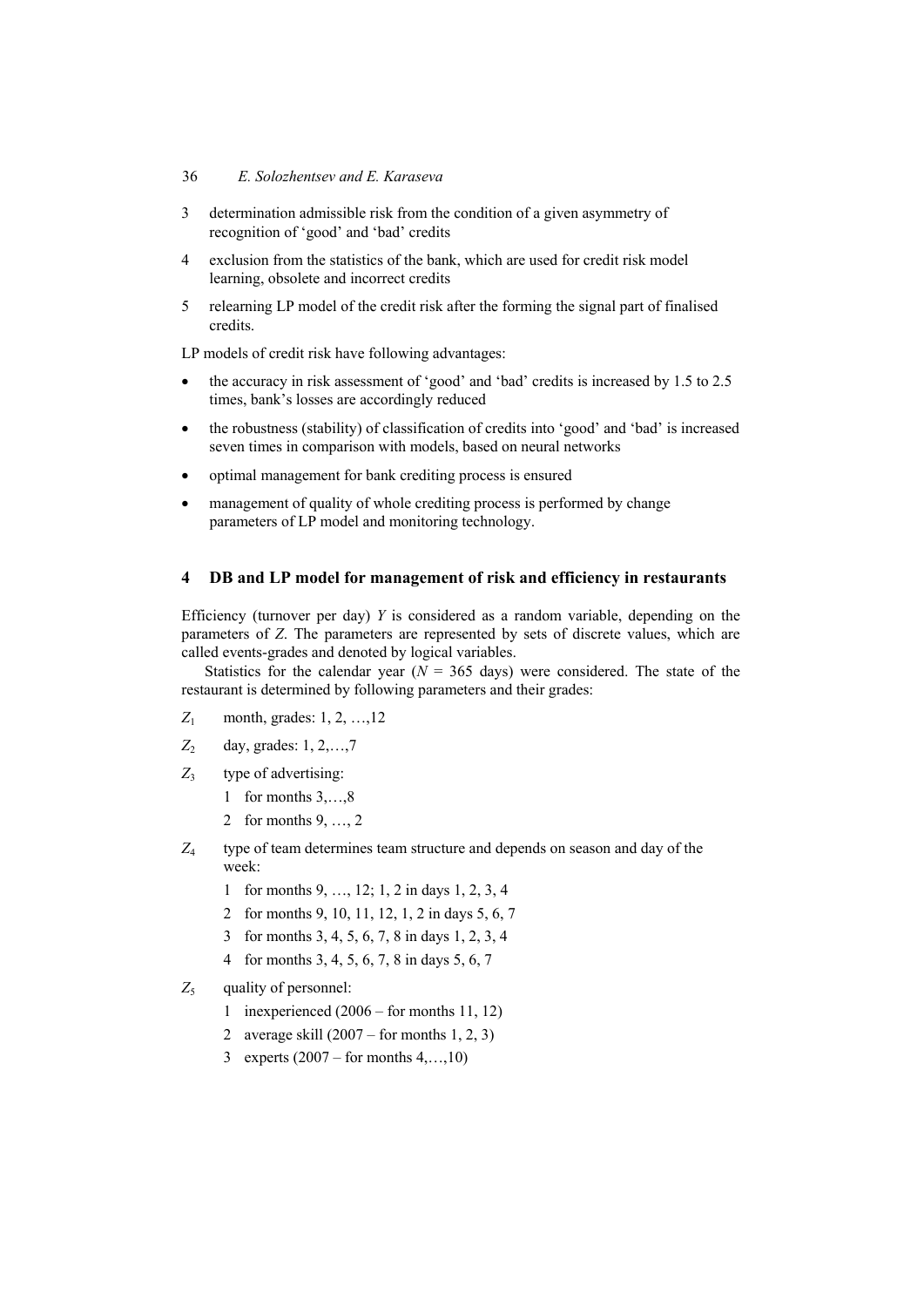3. determination admissible risk from the condition of a given asymmetry of recognition of 'good' and 'bad' credits
4. exclusion from the statistics of the bank, which are used for credit risk model learning, obsolete and incorrect credits
5. relearning LP model of the credit risk after the forming the signal part of finalised credits.

LP models of credit risk have following advantages:

- the accuracy in risk assessment of 'good' and 'bad' credits is increased by 1.5 to 2.5 times, bank's losses are accordingly reduced
- the robustness (stability) of classification of credits into 'good' and 'bad' is increased seven times in comparison with models, based on neural networks
- optimal management for bank crediting process is ensured
- management of quality of whole crediting process is performed by change parameters of LP model and monitoring technology.

## 4 DB and LP model for management of risk and efficiency in restaurants

Efficiency (turnover per day) $Y$ is considered as a random variable, depending on the parameters of $Z$. The parameters are represented by sets of discrete values, which are called events-grades and denoted by logical variables.

Statistics for the calendar year ($N$ = 365 days) were considered. The state of the restaurant is determined by following parameters and their grades:

$Z_1$ month, grades: 1, 2, …,12

$Z_2$ day, grades: 1, 2,…,7

$Z_3$ type of advertising:

1 for months 3,…,8

2 for months 9, …, 2

$Z_4$ type of team determines team structure and depends on season and day of the week:

1 for months 9, …, 12; 1, 2 in days 1, 2, 3, 4

2 for months 9, 10, 11, 12, 1, 2 in days 5, 6, 7

3 for months 3, 4, 5, 6, 7, 8 in days 1, 2, 3, 4

4 for months 3, 4, 5, 6, 7, 8 in days 5, 6, 7

$Z_5$ quality of personnel:

1 inexperienced (2006 – for months 11, 12)

2 average skill (2007 – for months 1, 2, 3)

3 experts (2007 – for months 4,…,10)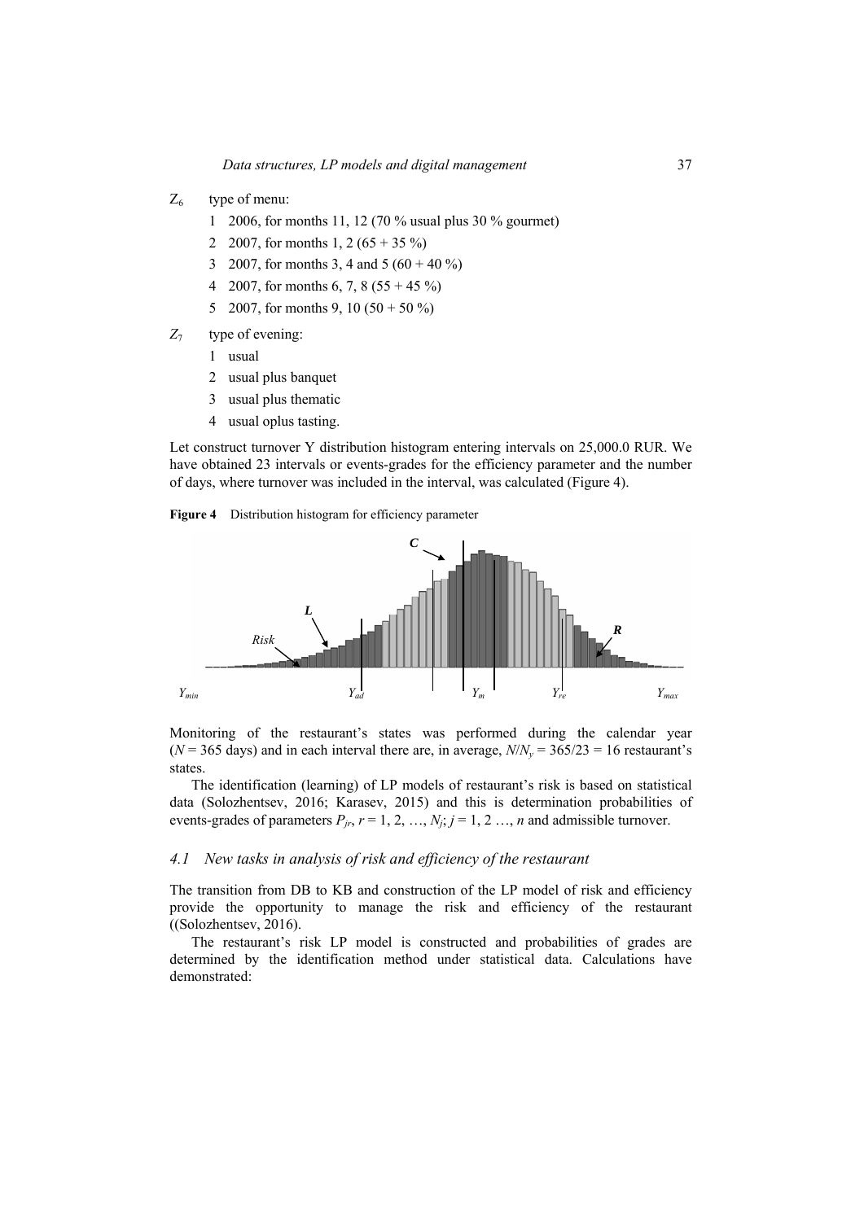$Z_6$ type of menu:

1. 2006, for months 11, 12 (70 % usual plus 30 % gourmet)
2. 2007, for months 1, 2 (65 + 35 %)
3. 2007, for months 3, 4 and 5 (60 + 40 %)
4. 2007, for months 6, 7, 8 (55 + 45 %)
5. 2007, for months 9, 10 (50 + 50 %)

$Z_7$ type of evening:

1. usual
2. usual plus banquet
3. usual plus thematic
4. usual oplus tasting.

Let construct turnover Y distribution histogram entering intervals on 25,000.0 RUR. We have obtained 23 intervals or events-grades for the efficiency parameter and the number of days, where turnover was included in the interval, was calculated (Figure 4).

**Figure 4** Distribution histogram for efficiency parameter

Monitoring of the restaurant's states was performed during the calendar year ($N$ = 365 days) and in each interval there are, in average, $N/N_y = 365/23 = 16$ restaurant's states.

The identification (learning) of LP models of restaurant's risk is based on statistical data (Solozhentsev, 2016; Karasev, 2015) and this is determination probabilities of events-grades of parameters $P_{jr}$, $r = 1, 2, \ldots, N_j$; $j = 1, 2 \ldots, n$ and admissible turnover.

### 4.1 New tasks in analysis of risk and efficiency of the restaurant

The transition from DB to KB and construction of the LP model of risk and efficiency provide the opportunity to manage the risk and efficiency of the restaurant ((Solozhentsev, 2016).

The restaurant's risk LP model is constructed and probabilities of grades are determined by the identification method under statistical data. Calculations have demonstrated: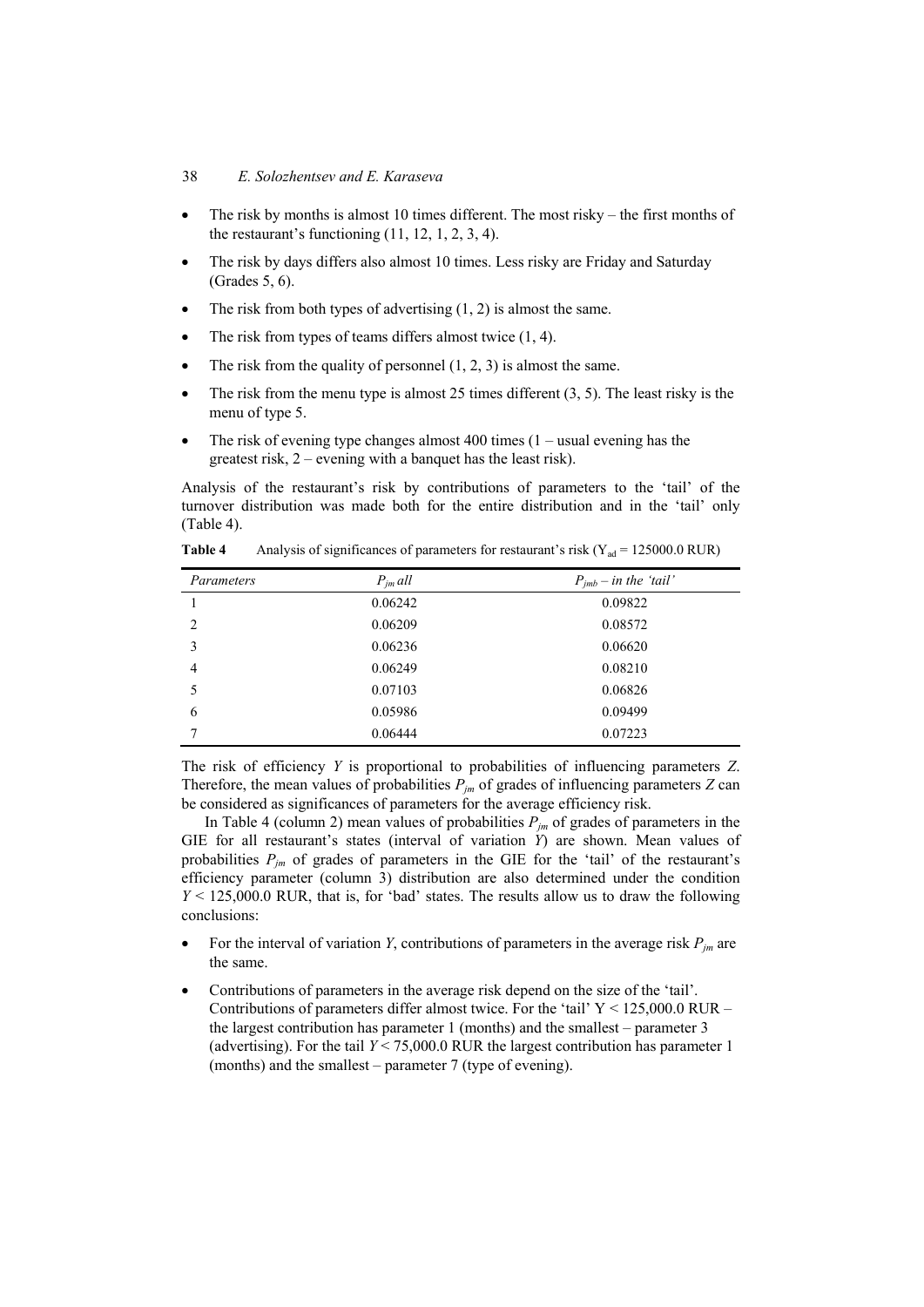- The risk by months is almost 10 times different. The most risky – the first months of the restaurant's functioning (11, 12, 1, 2, 3, 4).
- The risk by days differs also almost 10 times. Less risky are Friday and Saturday (Grades 5, 6).
- The risk from both types of advertising (1, 2) is almost the same.
- The risk from types of teams differs almost twice (1, 4).
- The risk from the quality of personnel (1, 2, 3) is almost the same.
- The risk from the menu type is almost 25 times different (3, 5). The least risky is the menu of type 5.
- The risk of evening type changes almost 400 times (1 – usual evening has the greatest risk, 2 – evening with a banquet has the least risk).

Analysis of the restaurant's risk by contributions of parameters to the 'tail' of the turnover distribution was made both for the entire distribution and in the 'tail' only (Table 4).

**Table 4** Analysis of significances of parameters for restaurant's risk ($Y_{ad}$ = 125000.0 RUR)

| *Parameters* | $P_{jm}$ *all* | $P_{jmb}$ *– in the 'tail'* |
|---|---|---|
| 1 | 0.06242 | 0.09822 |
| 2 | 0.06209 | 0.08572 |
| 3 | 0.06236 | 0.06620 |
| 4 | 0.06249 | 0.08210 |
| 5 | 0.07103 | 0.06826 |
| 6 | 0.05986 | 0.09499 |
| 7 | 0.06444 | 0.07223 |

The risk of efficiency *Y* is proportional to probabilities of influencing parameters *Z*. Therefore, the mean values of probabilities $P_{jm}$ of grades of influencing parameters *Z* can be considered as significances of parameters for the average efficiency risk.

In Table 4 (column 2) mean values of probabilities $P_{jm}$ of grades of parameters in the GIE for all restaurant's states (interval of variation *Y*) are shown. Mean values of probabilities $P_{jm}$ of grades of parameters in the GIE for the 'tail' of the restaurant's efficiency parameter (column 3) distribution are also determined under the condition $Y < 125{,}000.0$ RUR, that is, for 'bad' states. The results allow us to draw the following conclusions:

- For the interval of variation *Y*, contributions of parameters in the average risk $P_{jm}$ are the same.
- Contributions of parameters in the average risk depend on the size of the 'tail'. Contributions of parameters differ almost twice. For the 'tail' $Y < 125{,}000.0$ RUR – the largest contribution has parameter 1 (months) and the smallest – parameter 3 (advertising). For the tail $Y < 75{,}000.0$ RUR the largest contribution has parameter 1 (months) and the smallest – parameter 7 (type of evening).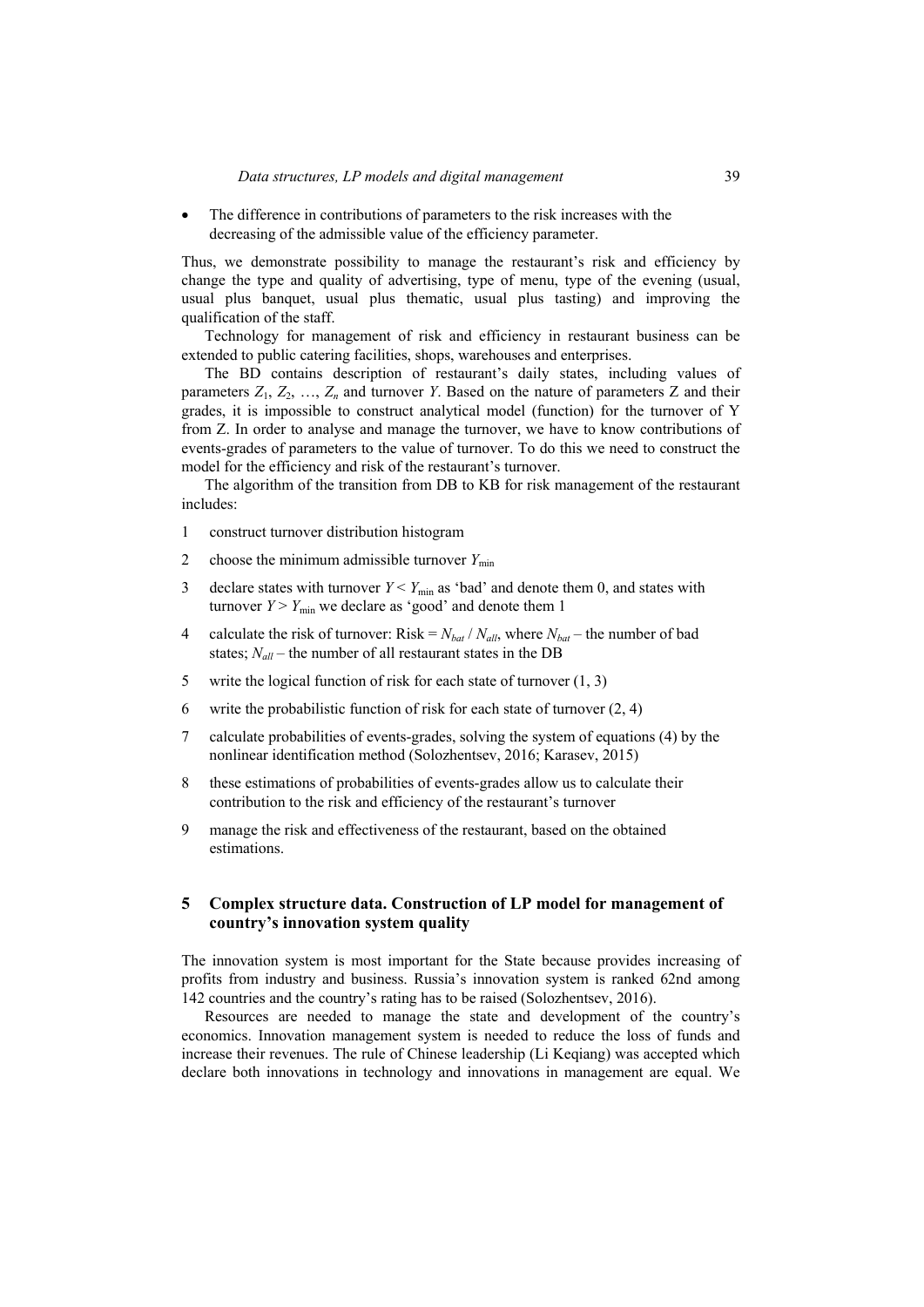- The difference in contributions of parameters to the risk increases with the decreasing of the admissible value of the efficiency parameter.

Thus, we demonstrate possibility to manage the restaurant's risk and efficiency by change the type and quality of advertising, type of menu, type of the evening (usual, usual plus banquet, usual plus thematic, usual plus tasting) and improving the qualification of the staff.

Technology for management of risk and efficiency in restaurant business can be extended to public catering facilities, shops, warehouses and enterprises.

The BD contains description of restaurant's daily states, including values of parameters $Z_1$, $Z_2$, …, $Z_n$ and turnover $Y$. Based on the nature of parameters Z and their grades, it is impossible to construct analytical model (function) for the turnover of Y from Z. In order to analyse and manage the turnover, we have to know contributions of events-grades of parameters to the value of turnover. To do this we need to construct the model for the efficiency and risk of the restaurant's turnover.

The algorithm of the transition from DB to KB for risk management of the restaurant includes:

1. construct turnover distribution histogram
2. choose the minimum admissible turnover $Y_{\min}$
3. declare states with turnover $Y < Y_{\min}$ as 'bad' and denote them 0, and states with turnover $Y > Y_{\min}$ we declare as 'good' and denote them 1
4. calculate the risk of turnover: Risk = $N_{bat}$ / $N_{all}$, where $N_{bat}$ – the number of bad states; $N_{all}$ – the number of all restaurant states in the DB
5. write the logical function of risk for each state of turnover (1, 3)
6. write the probabilistic function of risk for each state of turnover (2, 4)
7. calculate probabilities of events-grades, solving the system of equations (4) by the nonlinear identification method (Solozhentsev, 2016; Karasev, 2015)
8. these estimations of probabilities of events-grades allow us to calculate their contribution to the risk and efficiency of the restaurant's turnover
9. manage the risk and effectiveness of the restaurant, based on the obtained estimations.

## 5 Complex structure data. Construction of LP model for management of country's innovation system quality

The innovation system is most important for the State because provides increasing of profits from industry and business. Russia's innovation system is ranked 62nd among 142 countries and the country's rating has to be raised (Solozhentsev, 2016).

Resources are needed to manage the state and development of the country's economics. Innovation management system is needed to reduce the loss of funds and increase their revenues. The rule of Chinese leadership (Li Keqiang) was accepted which declare both innovations in technology and innovations in management are equal. We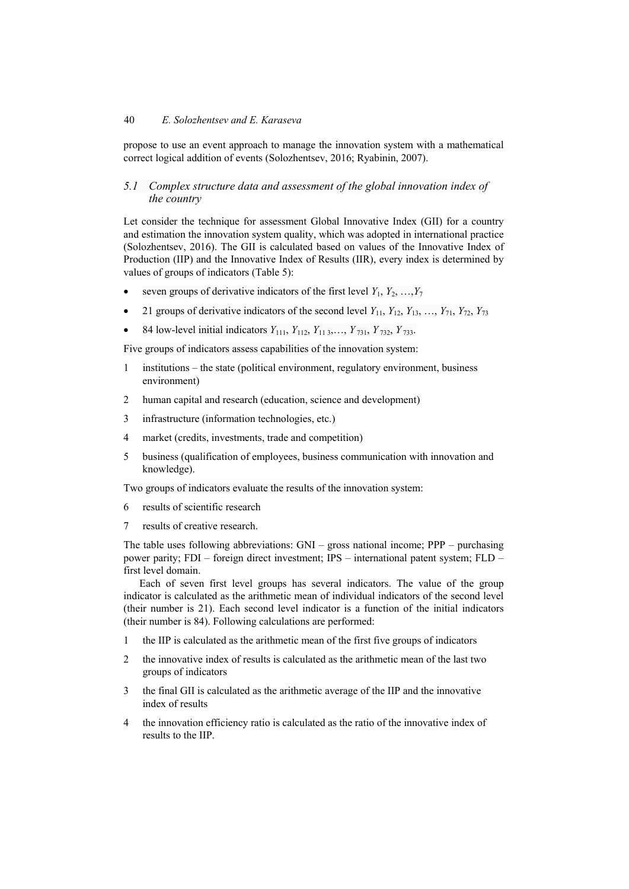propose to use an event approach to manage the innovation system with a mathematical correct logical addition of events (Solozhentsev, 2016; Ryabinin, 2007).

### *5.1 Complex structure data and assessment of the global innovation index of the country*

Let consider the technique for assessment Global Innovative Index (GII) for a country and estimation the innovation system quality, which was adopted in international practice (Solozhentsev, 2016). The GII is calculated based on values of the Innovative Index of Production (IIP) and the Innovative Index of Results (IIR), every index is determined by values of groups of indicators (Table 5):

- seven groups of derivative indicators of the first level $Y_1, Y_2, \ldots, Y_7$
- 21 groups of derivative indicators of the second level $Y_{11}, Y_{12}, Y_{13}, \ldots, Y_{71}, Y_{72}, Y_{73}$
- 84 low-level initial indicators $Y_{111}, Y_{112}, Y_{113}, \ldots, Y_{731}, Y_{732}, Y_{733}$.

Five groups of indicators assess capabilities of the innovation system:

1. institutions – the state (political environment, regulatory environment, business environment)
2. human capital and research (education, science and development)
3. infrastructure (information technologies, etc.)
4. market (credits, investments, trade and competition)
5. business (qualification of employees, business communication with innovation and knowledge).

Two groups of indicators evaluate the results of the innovation system:

6. results of scientific research
7. results of creative research.

The table uses following abbreviations: GNI – gross national income; PPP – purchasing power parity; FDI – foreign direct investment; IPS – international patent system; FLD – first level domain.

Each of seven first level groups has several indicators. The value of the group indicator is calculated as the arithmetic mean of individual indicators of the second level (their number is 21). Each second level indicator is a function of the initial indicators (their number is 84). Following calculations are performed:

1. the IIP is calculated as the arithmetic mean of the first five groups of indicators
2. the innovative index of results is calculated as the arithmetic mean of the last two groups of indicators
3. the final GII is calculated as the arithmetic average of the IIP and the innovative index of results
4. the innovation efficiency ratio is calculated as the ratio of the innovative index of results to the IIP.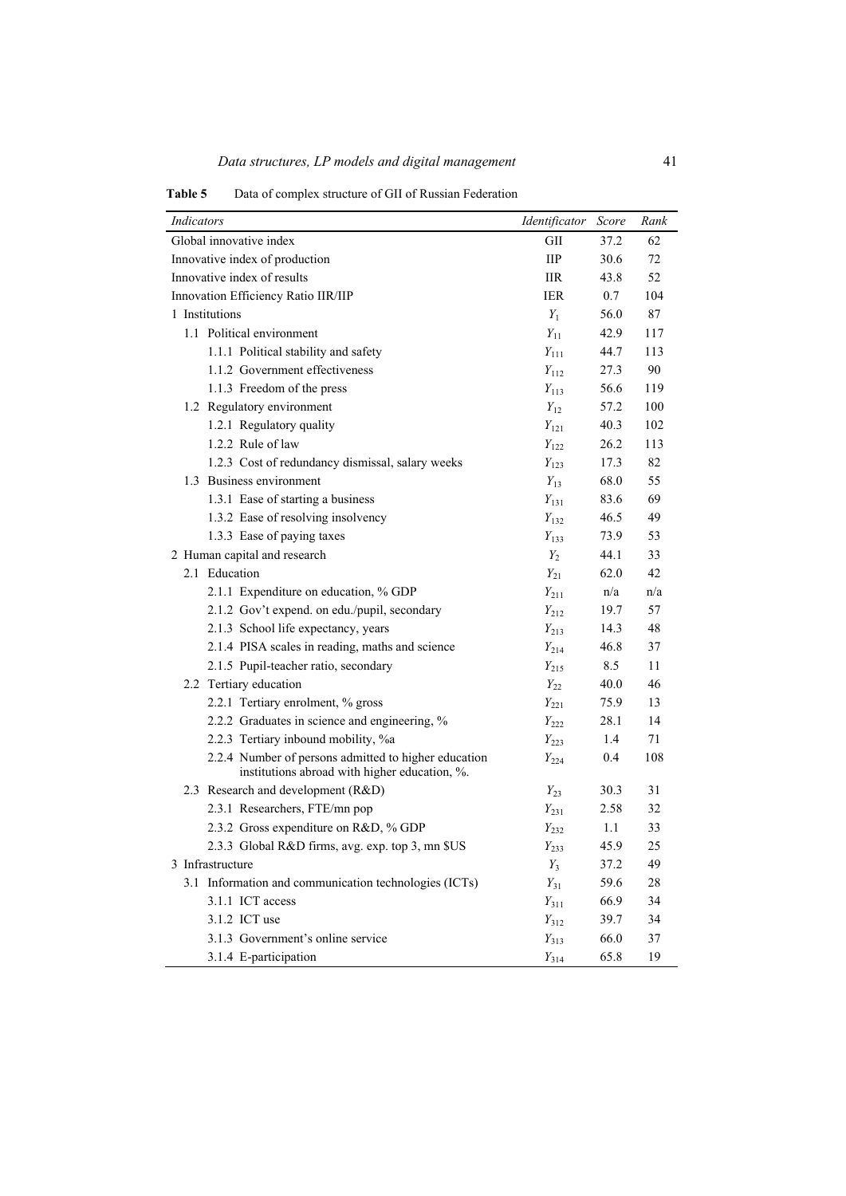**Table 5** Data of complex structure of GII of Russian Federation

| *Indicators* | *Identificator* | *Score* | *Rank* |
|---|---|---|---|
| Global innovative index | GII | 37.2 | 62 |
| Innovative index of production | IIP | 30.6 | 72 |
| Innovative index of results | IIR | 43.8 | 52 |
| Innovation Efficiency Ratio IIR/IIP | IER | 0.7 | 104 |
| 1 Institutions | $Y_1$ | 56.0 | 87 |
| 1.1 Political environment | $Y_{11}$ | 42.9 | 117 |
| 1.1.1 Political stability and safety | $Y_{111}$ | 44.7 | 113 |
| 1.1.2 Government effectiveness | $Y_{112}$ | 27.3 | 90 |
| 1.1.3 Freedom of the press | $Y_{113}$ | 56.6 | 119 |
| 1.2 Regulatory environment | $Y_{12}$ | 57.2 | 100 |
| 1.2.1 Regulatory quality | $Y_{121}$ | 40.3 | 102 |
| 1.2.2 Rule of law | $Y_{122}$ | 26.2 | 113 |
| 1.2.3 Cost of redundancy dismissal, salary weeks | $Y_{123}$ | 17.3 | 82 |
| 1.3 Business environment | $Y_{13}$ | 68.0 | 55 |
| 1.3.1 Ease of starting a business | $Y_{131}$ | 83.6 | 69 |
| 1.3.2 Ease of resolving insolvency | $Y_{132}$ | 46.5 | 49 |
| 1.3.3 Ease of paying taxes | $Y_{133}$ | 73.9 | 53 |
| 2 Human capital and research | $Y_2$ | 44.1 | 33 |
| 2.1 Education | $Y_{21}$ | 62.0 | 42 |
| 2.1.1 Expenditure on education, % GDP | $Y_{211}$ | n/a | n/a |
| 2.1.2 Gov't expend. on edu./pupil, secondary | $Y_{212}$ | 19.7 | 57 |
| 2.1.3 School life expectancy, years | $Y_{213}$ | 14.3 | 48 |
| 2.1.4 PISA scales in reading, maths and science | $Y_{214}$ | 46.8 | 37 |
| 2.1.5 Pupil-teacher ratio, secondary | $Y_{215}$ | 8.5 | 11 |
| 2.2 Tertiary education | $Y_{22}$ | 40.0 | 46 |
| 2.2.1 Tertiary enrolment, % gross | $Y_{221}$ | 75.9 | 13 |
| 2.2.2 Graduates in science and engineering, % | $Y_{222}$ | 28.1 | 14 |
| 2.2.3 Tertiary inbound mobility, %a | $Y_{223}$ | 1.4 | 71 |
| 2.2.4 Number of persons admitted to higher education institutions abroad with higher education, %. | $Y_{224}$ | 0.4 | 108 |
| 2.3 Research and development (R&D) | $Y_{23}$ | 30.3 | 31 |
| 2.3.1 Researchers, FTE/mn pop | $Y_{231}$ | 2.58 | 32 |
| 2.3.2 Gross expenditure on R&D, % GDP | $Y_{232}$ | 1.1 | 33 |
| 2.3.3 Global R&D firms, avg. exp. top 3, mn $US | $Y_{233}$ | 45.9 | 25 |
| 3 Infrastructure | $Y_3$ | 37.2 | 49 |
| 3.1 Information and communication technologies (ICTs) | $Y_{31}$ | 59.6 | 28 |
| 3.1.1 ICT access | $Y_{311}$ | 66.9 | 34 |
| 3.1.2 ICT use | $Y_{312}$ | 39.7 | 34 |
| 3.1.3 Government's online service | $Y_{313}$ | 66.0 | 37 |
| 3.1.4 E-participation | $Y_{314}$ | 65.8 | 19 |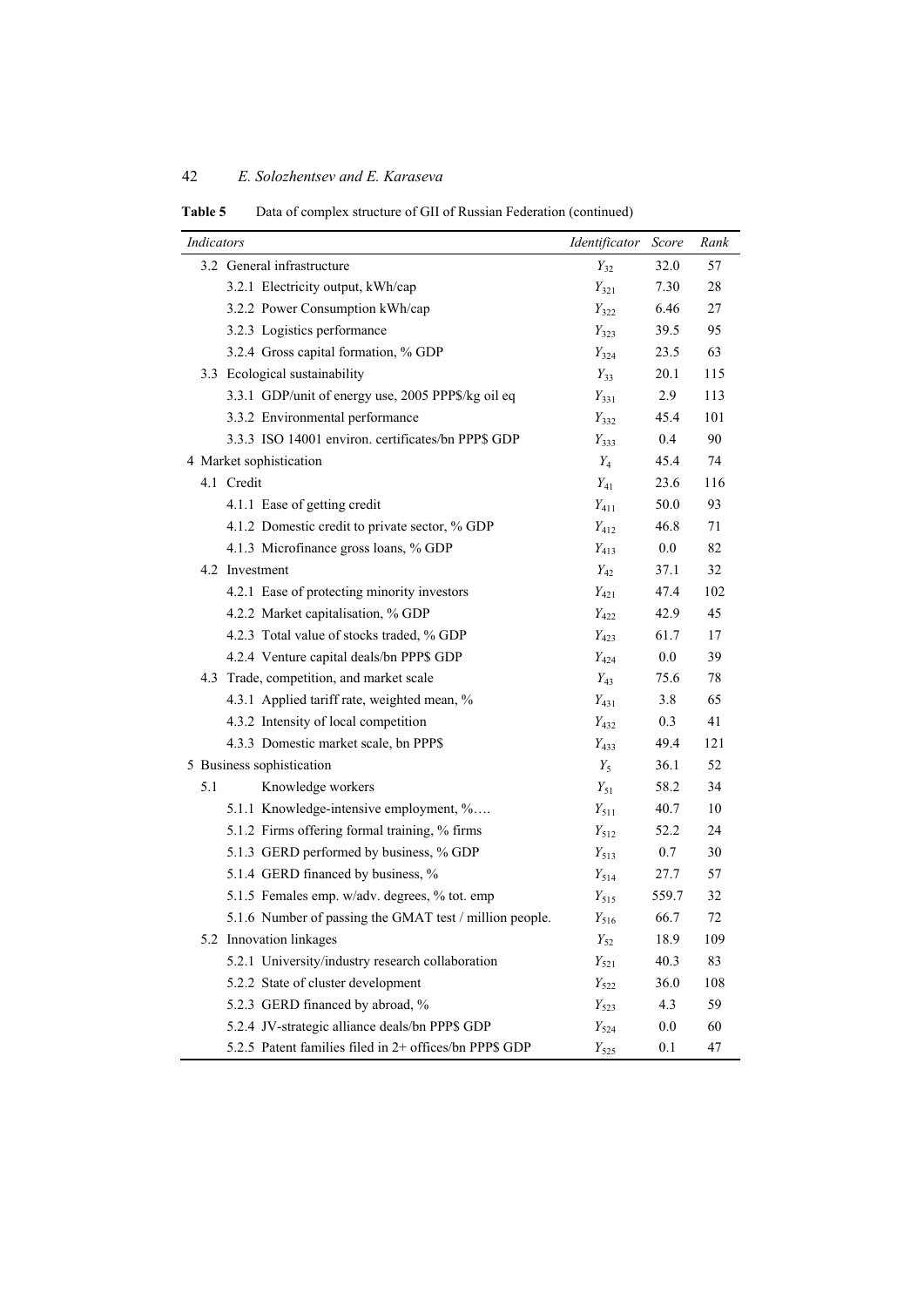**Table 5** Data of complex structure of GII of Russian Federation (continued)

| *Indicators* | *Identificator* | *Score* | *Rank* |
|---|---|---|---|
| 3.2 General infrastructure | $Y_{32}$ | 32.0 | 57 |
| 3.2.1 Electricity output, kWh/cap | $Y_{321}$ | 7.30 | 28 |
| 3.2.2 Power Consumption kWh/cap | $Y_{322}$ | 6.46 | 27 |
| 3.2.3 Logistics performance | $Y_{323}$ | 39.5 | 95 |
| 3.2.4 Gross capital formation, % GDP | $Y_{324}$ | 23.5 | 63 |
| 3.3 Ecological sustainability | $Y_{33}$ | 20.1 | 115 |
| 3.3.1 GDP/unit of energy use, 2005 PPP$/kg oil eq | $Y_{331}$ | 2.9 | 113 |
| 3.3.2 Environmental performance | $Y_{332}$ | 45.4 | 101 |
| 3.3.3 ISO 14001 environ. certificates/bn PPP$ GDP | $Y_{333}$ | 0.4 | 90 |
| 4 Market sophistication | $Y_4$ | 45.4 | 74 |
| 4.1 Credit | $Y_{41}$ | 23.6 | 116 |
| 4.1.1 Ease of getting credit | $Y_{411}$ | 50.0 | 93 |
| 4.1.2 Domestic credit to private sector, % GDP | $Y_{412}$ | 46.8 | 71 |
| 4.1.3 Microfinance gross loans, % GDP | $Y_{413}$ | 0.0 | 82 |
| 4.2 Investment | $Y_{42}$ | 37.1 | 32 |
| 4.2.1 Ease of protecting minority investors | $Y_{421}$ | 47.4 | 102 |
| 4.2.2 Market capitalisation, % GDP | $Y_{422}$ | 42.9 | 45 |
| 4.2.3 Total value of stocks traded, % GDP | $Y_{423}$ | 61.7 | 17 |
| 4.2.4 Venture capital deals/bn PPP$ GDP | $Y_{424}$ | 0.0 | 39 |
| 4.3 Trade, competition, and market scale | $Y_{43}$ | 75.6 | 78 |
| 4.3.1 Applied tariff rate, weighted mean, % | $Y_{431}$ | 3.8 | 65 |
| 4.3.2 Intensity of local competition | $Y_{432}$ | 0.3 | 41 |
| 4.3.3 Domestic market scale, bn PPP$ | $Y_{433}$ | 49.4 | 121 |
| 5 Business sophistication | $Y_5$ | 36.1 | 52 |
| 5.1 Knowledge workers | $Y_{51}$ | 58.2 | 34 |
| 5.1.1 Knowledge-intensive employment, %…. | $Y_{511}$ | 40.7 | 10 |
| 5.1.2 Firms offering formal training, % firms | $Y_{512}$ | 52.2 | 24 |
| 5.1.3 GERD performed by business, % GDP | $Y_{513}$ | 0.7 | 30 |
| 5.1.4 GERD financed by business, % | $Y_{514}$ | 27.7 | 57 |
| 5.1.5 Females emp. w/adv. degrees, % tot. emp | $Y_{515}$ | 559.7 | 32 |
| 5.1.6 Number of passing the GMAT test / million people. | $Y_{516}$ | 66.7 | 72 |
| 5.2 Innovation linkages | $Y_{52}$ | 18.9 | 109 |
| 5.2.1 University/industry research collaboration | $Y_{521}$ | 40.3 | 83 |
| 5.2.2 State of cluster development | $Y_{522}$ | 36.0 | 108 |
| 5.2.3 GERD financed by abroad, % | $Y_{523}$ | 4.3 | 59 |
| 5.2.4 JV-strategic alliance deals/bn PPP$ GDP | $Y_{524}$ | 0.0 | 60 |
| 5.2.5 Patent families filed in 2+ offices/bn PPP$ GDP | $Y_{525}$ | 0.1 | 47 |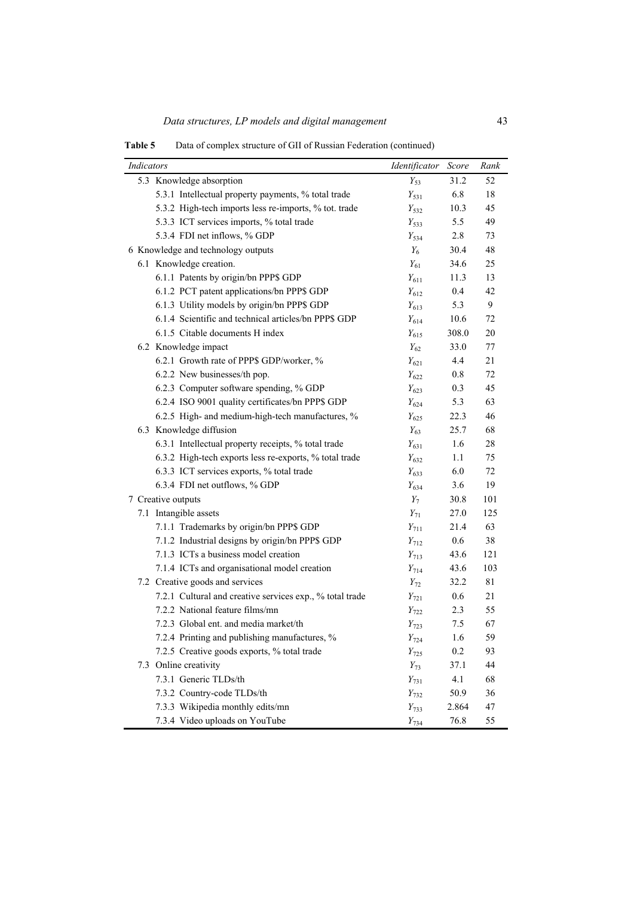**Table 5** Data of complex structure of GII of Russian Federation (continued)

| *Indicators* | *Identificator* | *Score* | *Rank* |
|---|---|---|---|
| 5.3 Knowledge absorption | $Y_{53}$ | 31.2 | 52 |
| 5.3.1 Intellectual property payments, % total trade | $Y_{531}$ | 6.8 | 18 |
| 5.3.2 High-tech imports less re-imports, % tot. trade | $Y_{532}$ | 10.3 | 45 |
| 5.3.3 ICT services imports, % total trade | $Y_{533}$ | 5.5 | 49 |
| 5.3.4 FDI net inflows, % GDP | $Y_{534}$ | 2.8 | 73 |
| 6 Knowledge and technology outputs | $Y_{6}$ | 30.4 | 48 |
| 6.1 Knowledge creation. | $Y_{61}$ | 34.6 | 25 |
| 6.1.1 Patents by origin/bn PPP$ GDP | $Y_{611}$ | 11.3 | 13 |
| 6.1.2 PCT patent applications/bn PPP$ GDP | $Y_{612}$ | 0.4 | 42 |
| 6.1.3 Utility models by origin/bn PPP$ GDP | $Y_{613}$ | 5.3 | 9 |
| 6.1.4 Scientific and technical articles/bn PPP$ GDP | $Y_{614}$ | 10.6 | 72 |
| 6.1.5 Citable documents H index | $Y_{615}$ | 308.0 | 20 |
| 6.2 Knowledge impact | $Y_{62}$ | 33.0 | 77 |
| 6.2.1 Growth rate of PPP$ GDP/worker, % | $Y_{621}$ | 4.4 | 21 |
| 6.2.2 New businesses/th pop. | $Y_{622}$ | 0.8 | 72 |
| 6.2.3 Computer software spending, % GDP | $Y_{623}$ | 0.3 | 45 |
| 6.2.4 ISO 9001 quality certificates/bn PPP$ GDP | $Y_{624}$ | 5.3 | 63 |
| 6.2.5 High- and medium-high-tech manufactures, % | $Y_{625}$ | 22.3 | 46 |
| 6.3 Knowledge diffusion | $Y_{63}$ | 25.7 | 68 |
| 6.3.1 Intellectual property receipts, % total trade | $Y_{631}$ | 1.6 | 28 |
| 6.3.2 High-tech exports less re-exports, % total trade | $Y_{632}$ | 1.1 | 75 |
| 6.3.3 ICT services exports, % total trade | $Y_{633}$ | 6.0 | 72 |
| 6.3.4 FDI net outflows, % GDP | $Y_{634}$ | 3.6 | 19 |
| 7 Creative outputs | $Y_{7}$ | 30.8 | 101 |
| 7.1 Intangible assets | $Y_{71}$ | 27.0 | 125 |
| 7.1.1 Trademarks by origin/bn PPP$ GDP | $Y_{711}$ | 21.4 | 63 |
| 7.1.2 Industrial designs by origin/bn PPP$ GDP | $Y_{712}$ | 0.6 | 38 |
| 7.1.3 ICTs a business model creation | $Y_{713}$ | 43.6 | 121 |
| 7.1.4 ICTs and organisational model creation | $Y_{714}$ | 43.6 | 103 |
| 7.2 Creative goods and services | $Y_{72}$ | 32.2 | 81 |
| 7.2.1 Cultural and creative services exp., % total trade | $Y_{721}$ | 0.6 | 21 |
| 7.2.2 National feature films/mn | $Y_{722}$ | 2.3 | 55 |
| 7.2.3 Global ent. and media market/th | $Y_{723}$ | 7.5 | 67 |
| 7.2.4 Printing and publishing manufactures, % | $Y_{724}$ | 1.6 | 59 |
| 7.2.5 Creative goods exports, % total trade | $Y_{725}$ | 0.2 | 93 |
| 7.3 Online creativity | $Y_{73}$ | 37.1 | 44 |
| 7.3.1 Generic TLDs/th | $Y_{731}$ | 4.1 | 68 |
| 7.3.2 Country-code TLDs/th | $Y_{732}$ | 50.9 | 36 |
| 7.3.3 Wikipedia monthly edits/mn | $Y_{733}$ | 2.864 | 47 |
| 7.3.4 Video uploads on YouTube | $Y_{734}$ | 76.8 | 55 |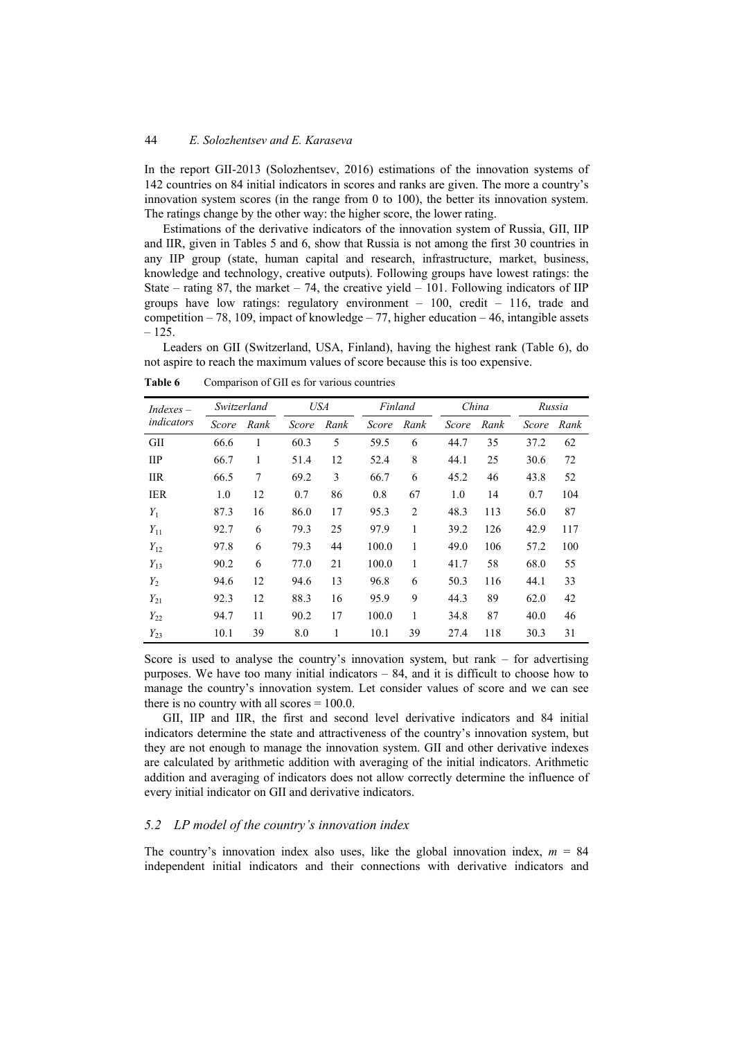In the report GII-2013 (Solozhentsev, 2016) estimations of the innovation systems of 142 countries on 84 initial indicators in scores and ranks are given. The more a country's innovation system scores (in the range from 0 to 100), the better its innovation system. The ratings change by the other way: the higher score, the lower rating.

Estimations of the derivative indicators of the innovation system of Russia, GII, IIP and IIR, given in Tables 5 and 6, show that Russia is not among the first 30 countries in any IIP group (state, human capital and research, infrastructure, market, business, knowledge and technology, creative outputs). Following groups have lowest ratings: the State – rating 87, the market – 74, the creative yield – 101. Following indicators of IIP groups have low ratings: regulatory environment – 100, credit – 116, trade and competition – 78, 109, impact of knowledge – 77, higher education – 46, intangible assets – 125.

Leaders on GII (Switzerland, USA, Finland), having the highest rank (Table 6), do not aspire to reach the maximum values of score because this is too expensive.

**Table 6** Comparison of GII es for various countries

| *Indexes – indicators* | *Switzerland* | | *USA* | | *Finland* | | *China* | | *Russia* | |
|---|---|---|---|---|---|---|---|---|---|---|
| | *Score* | *Rank* | *Score* | *Rank* | *Score* | *Rank* | *Score* | *Rank* | *Score* | *Rank* |
| GII | 66.6 | 1 | 60.3 | 5 | 59.5 | 6 | 44.7 | 35 | 37.2 | 62 |
| IIP | 66.7 | 1 | 51.4 | 12 | 52.4 | 8 | 44.1 | 25 | 30.6 | 72 |
| IIR | 66.5 | 7 | 69.2 | 3 | 66.7 | 6 | 45.2 | 46 | 43.8 | 52 |
| IER | 1.0 | 12 | 0.7 | 86 | 0.8 | 67 | 1.0 | 14 | 0.7 | 104 |
| $Y_1$ | 87.3 | 16 | 86.0 | 17 | 95.3 | 2 | 48.3 | 113 | 56.0 | 87 |
| $Y_{11}$ | 92.7 | 6 | 79.3 | 25 | 97.9 | 1 | 39.2 | 126 | 42.9 | 117 |
| $Y_{12}$ | 97.8 | 6 | 79.3 | 44 | 100.0 | 1 | 49.0 | 106 | 57.2 | 100 |
| $Y_{13}$ | 90.2 | 6 | 77.0 | 21 | 100.0 | 1 | 41.7 | 58 | 68.0 | 55 |
| $Y_2$ | 94.6 | 12 | 94.6 | 13 | 96.8 | 6 | 50.3 | 116 | 44.1 | 33 |
| $Y_{21}$ | 92.3 | 12 | 88.3 | 16 | 95.9 | 9 | 44.3 | 89 | 62.0 | 42 |
| $Y_{22}$ | 94.7 | 11 | 90.2 | 17 | 100.0 | 1 | 34.8 | 87 | 40.0 | 46 |
| $Y_{23}$ | 10.1 | 39 | 8.0 | 1 | 10.1 | 39 | 27.4 | 118 | 30.3 | 31 |

Score is used to analyse the country's innovation system, but rank – for advertising purposes. We have too many initial indicators – 84, and it is difficult to choose how to manage the country's innovation system. Let consider values of score and we can see there is no country with all scores = 100.0.

GII, IIP and IIR, the first and second level derivative indicators and 84 initial indicators determine the state and attractiveness of the country's innovation system, but they are not enough to manage the innovation system. GII and other derivative indexes are calculated by arithmetic addition with averaging of the initial indicators. Arithmetic addition and averaging of indicators does not allow correctly determine the influence of every initial indicator on GII and derivative indicators.

### *5.2 LP model of the country's innovation index*

The country's innovation index also uses, like the global innovation index, $m$ = 84 independent initial indicators and their connections with derivative indicators and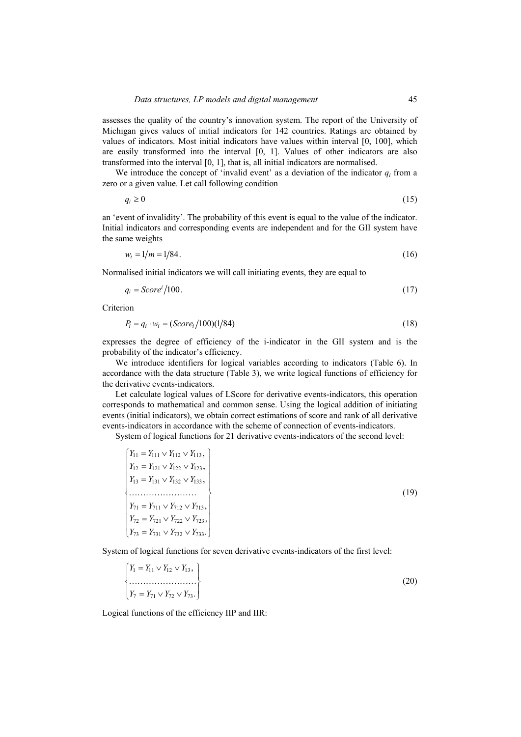assesses the quality of the country's innovation system. The report of the University of Michigan gives values of initial indicators for 142 countries. Ratings are obtained by values of indicators. Most initial indicators have values within interval [0, 100], which are easily transformed into the interval [0, 1]. Values of other indicators are also transformed into the interval [0, 1], that is, all initial indicators are normalised.

We introduce the concept of 'invalid event' as a deviation of the indicator $q_i$ from a zero or a given value. Let call following condition

$$q_i \geq 0 \tag{15}$$

an 'event of invalidity'. The probability of this event is equal to the value of the indicator. Initial indicators and corresponding events are independent and for the GII system have the same weights

$$w_i = 1/m = 1/84. \tag{16}$$

Normalised initial indicators we will call initiating events, they are equal to

$$q_i = Score^i/100. \tag{17}$$

Criterion

$$P_i = q_i \cdot w_i = (Score_i/100)(1/84) \tag{18}$$

expresses the degree of efficiency of the i-indicator in the GII system and is the probability of the indicator's efficiency.

We introduce identifiers for logical variables according to indicators (Table 6). In accordance with the data structure (Table 3), we write logical functions of efficiency for the derivative events-indicators.

Let calculate logical values of LScore for derivative events-indicators, this operation corresponds to mathematical and common sense. Using the logical addition of initiating events (initial indicators), we obtain correct estimations of score and rank of all derivative events-indicators in accordance with the scheme of connection of events-indicators.

System of logical functions for 21 derivative events-indicators of the second level:

$$\begin{Bmatrix} Y_{11} = Y_{111} \vee Y_{112} \vee Y_{113}, \\ Y_{12} = Y_{121} \vee Y_{122} \vee Y_{123}, \\ Y_{13} = Y_{131} \vee Y_{132} \vee Y_{133}, \\ \dots\dots\dots\dots\dots\dots\dots\dots \\ Y_{71} = Y_{711} \vee Y_{712} \vee Y_{713}, \\ Y_{72} = Y_{721} \vee Y_{722} \vee Y_{723}, \\ Y_{73} = Y_{731} \vee Y_{732} \vee Y_{733}. \end{Bmatrix} \tag{19}$$

System of logical functions for seven derivative events-indicators of the first level:

$$\begin{Bmatrix} Y_1 = Y_{11} \vee Y_{12} \vee Y_{13}, \\ \dots\dots\dots\dots\dots\dots\dots\dots \\ Y_7 = Y_{71} \vee Y_{72} \vee Y_{73}. \end{Bmatrix} \tag{20}$$

Logical functions of the efficiency IIP and IIR: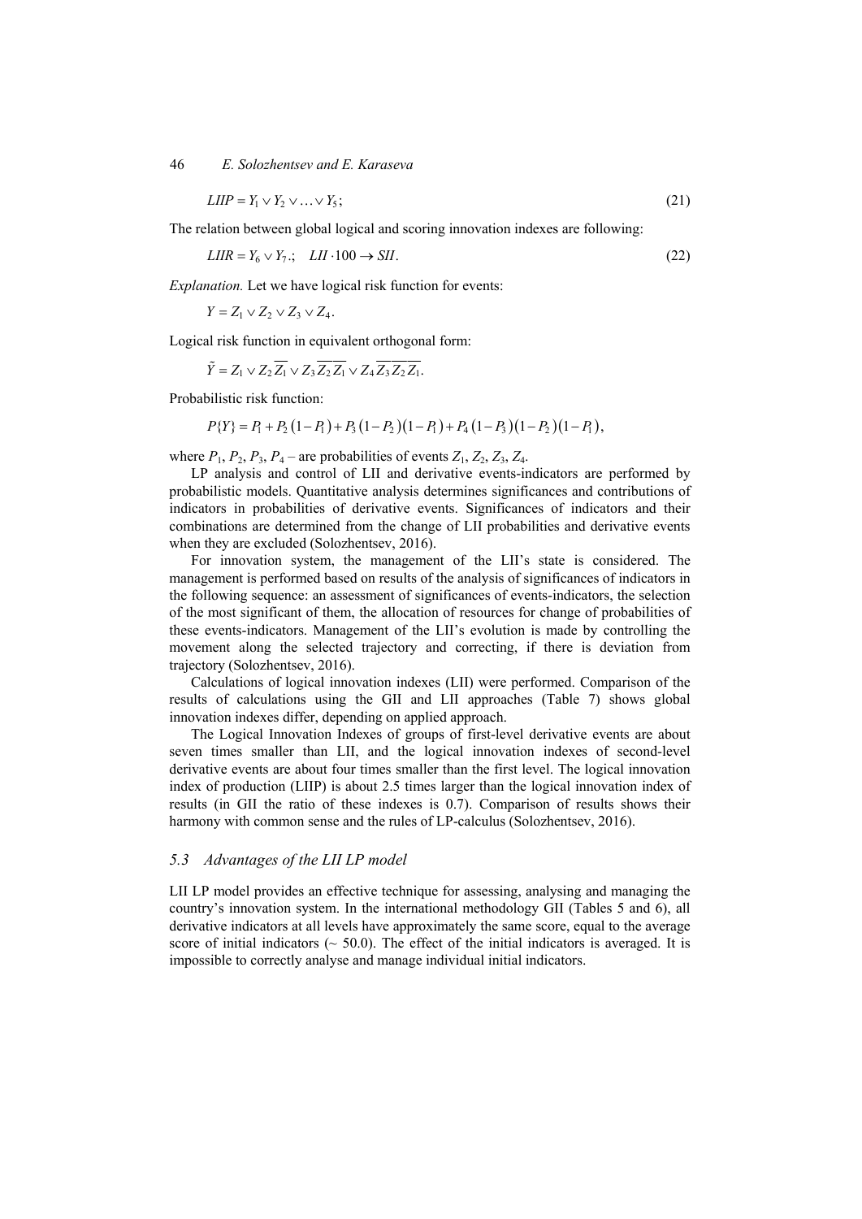$$LIIP = Y_1 \vee Y_2 \vee \ldots \vee Y_5; \tag{21}$$

The relation between global logical and scoring innovation indexes are following:

$$LIIR = Y_6 \vee Y_7.; \quad LII \cdot 100 \rightarrow SII. \tag{22}$$

*Explanation.* Let we have logical risk function for events:

$$Y = Z_1 \vee Z_2 \vee Z_3 \vee Z_4.$$

Logical risk function in equivalent orthogonal form:

$$\tilde{Y} = Z_1 \vee Z_2 \overline{Z_1} \vee Z_3 \overline{Z_2}\,\overline{Z_1} \vee Z_4 \overline{Z_3}\,\overline{Z_2}\,\overline{Z_1}.$$

Probabilistic risk function:

$$P\{Y\} = P_1 + P_2(1 - P_1) + P_3(1 - P_2)(1 - P_1) + P_4(1 - P_3)(1 - P_2)(1 - P_1),$$

where $P_1$, $P_2$, $P_3$, $P_4$ – are probabilities of events $Z_1$, $Z_2$, $Z_3$, $Z_4$.

LP analysis and control of LII and derivative events-indicators are performed by probabilistic models. Quantitative analysis determines significances and contributions of indicators in probabilities of derivative events. Significances of indicators and their combinations are determined from the change of LII probabilities and derivative events when they are excluded (Solozhentsev, 2016).

For innovation system, the management of the LII's state is considered. The management is performed based on results of the analysis of significances of indicators in the following sequence: an assessment of significances of events-indicators, the selection of the most significant of them, the allocation of resources for change of probabilities of these events-indicators. Management of the LII's evolution is made by controlling the movement along the selected trajectory and correcting, if there is deviation from trajectory (Solozhentsev, 2016).

Calculations of logical innovation indexes (LII) were performed. Comparison of the results of calculations using the GII and LII approaches (Table 7) shows global innovation indexes differ, depending on applied approach.

The Logical Innovation Indexes of groups of first-level derivative events are about seven times smaller than LII, and the logical innovation indexes of second-level derivative events are about four times smaller than the first level. The logical innovation index of production (LIIP) is about 2.5 times larger than the logical innovation index of results (in GII the ratio of these indexes is 0.7). Comparison of results shows their harmony with common sense and the rules of LP-calculus (Solozhentsev, 2016).

### 5.3 Advantages of the LII LP model

LII LP model provides an effective technique for assessing, analysing and managing the country's innovation system. In the international methodology GII (Tables 5 and 6), all derivative indicators at all levels have approximately the same score, equal to the average score of initial indicators (~ 50.0). The effect of the initial indicators is averaged. It is impossible to correctly analyse and manage individual initial indicators.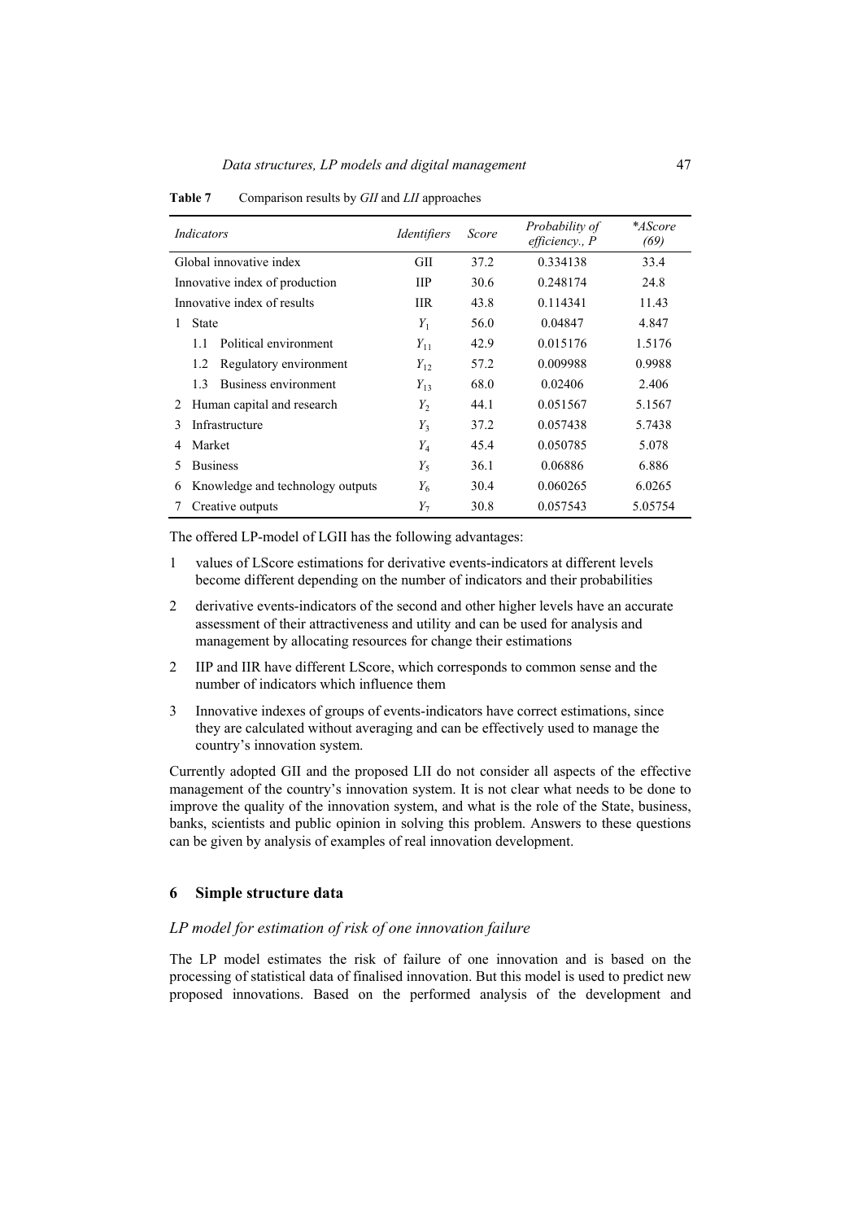**Table 7** Comparison results by *GII* and *LII* approaches

| *Indicators* | *Identifiers* | *Score* | *Probability of efficiency., P* | *\*AScore (69)* |
|---|---|---|---|---|
| Global innovative index | GII | 37.2 | 0.334138 | 33.4 |
| Innovative index of production | IIP | 30.6 | 0.248174 | 24.8 |
| Innovative index of results | IIR | 43.8 | 0.114341 | 11.43 |
| 1 State | $Y_1$ | 56.0 | 0.04847 | 4.847 |
| 1.1 Political environment | $Y_{11}$ | 42.9 | 0.015176 | 1.5176 |
| 1.2 Regulatory environment | $Y_{12}$ | 57.2 | 0.009988 | 0.9988 |
| 1.3 Business environment | $Y_{13}$ | 68.0 | 0.02406 | 2.406 |
| 2 Human capital and research | $Y_2$ | 44.1 | 0.051567 | 5.1567 |
| 3 Infrastructure | $Y_3$ | 37.2 | 0.057438 | 5.7438 |
| 4 Market | $Y_4$ | 45.4 | 0.050785 | 5.078 |
| 5 Business | $Y_5$ | 36.1 | 0.06886 | 6.886 |
| 6 Knowledge and technology outputs | $Y_6$ | 30.4 | 0.060265 | 6.0265 |
| 7 Creative outputs | $Y_7$ | 30.8 | 0.057543 | 5.05754 |

The offered LP-model of LGII has the following advantages:

1 values of LScore estimations for derivative events-indicators at different levels become different depending on the number of indicators and their probabilities

2 derivative events-indicators of the second and other higher levels have an accurate assessment of their attractiveness and utility and can be used for analysis and management by allocating resources for change their estimations

2 IIP and IIR have different LScore, which corresponds to common sense and the number of indicators which influence them

3 Innovative indexes of groups of events-indicators have correct estimations, since they are calculated without averaging and can be effectively used to manage the country's innovation system.

Currently adopted GII and the proposed LII do not consider all aspects of the effective management of the country's innovation system. It is not clear what needs to be done to improve the quality of the innovation system, and what is the role of the State, business, banks, scientists and public opinion in solving this problem. Answers to these questions can be given by analysis of examples of real innovation development.

## 6 Simple structure data

### *LP model for estimation of risk of one innovation failure*

The LP model estimates the risk of failure of one innovation and is based on the processing of statistical data of finalised innovation. But this model is used to predict new proposed innovations. Based on the performed analysis of the development and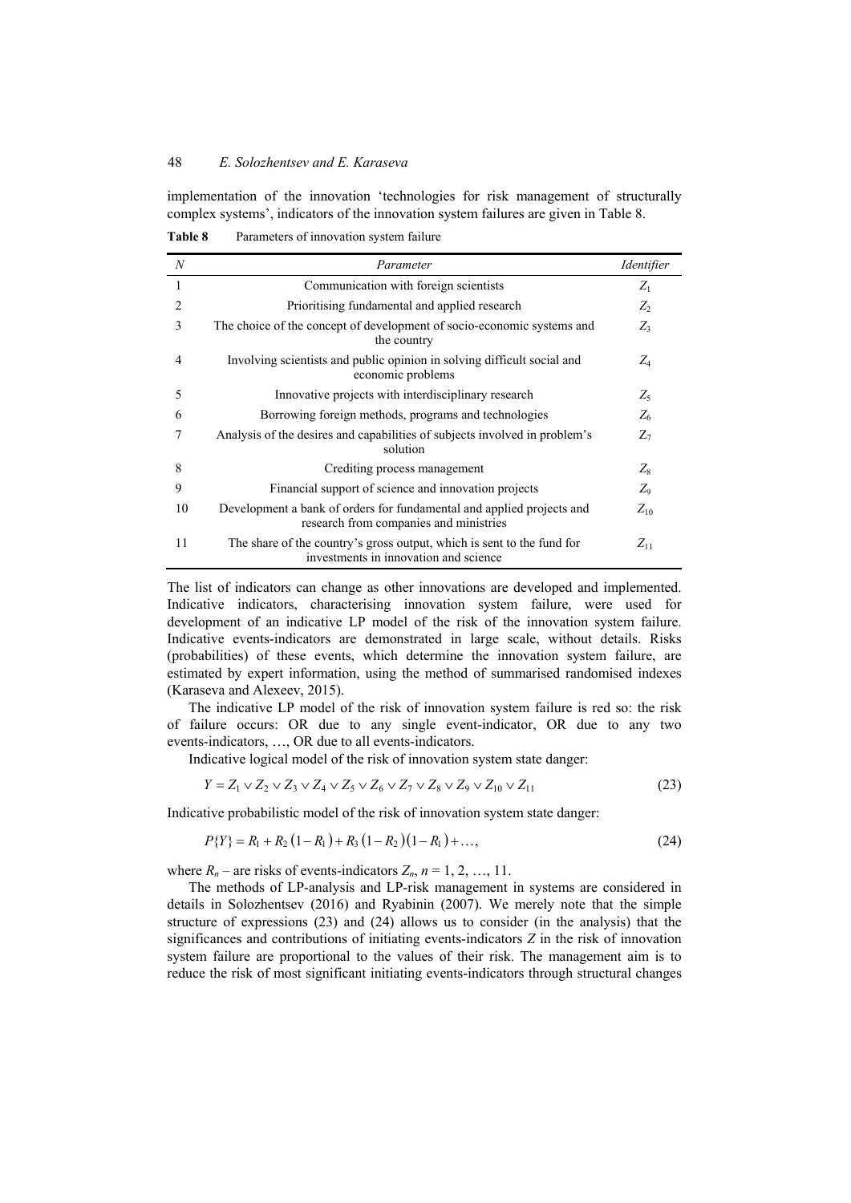implementation of the innovation 'technologies for risk management of structurally complex systems', indicators of the innovation system failures are given in Table 8.

**Table 8** Parameters of innovation system failure

| *N* | *Parameter* | *Identifier* |
|---|---|---|
| 1 | Communication with foreign scientists | $Z_1$ |
| 2 | Prioritising fundamental and applied research | $Z_2$ |
| 3 | The choice of the concept of development of socio-economic systems and the country | $Z_3$ |
| 4 | Involving scientists and public opinion in solving difficult social and economic problems | $Z_4$ |
| 5 | Innovative projects with interdisciplinary research | $Z_5$ |
| 6 | Borrowing foreign methods, programs and technologies | $Z_6$ |
| 7 | Analysis of the desires and capabilities of subjects involved in problem's solution | $Z_7$ |
| 8 | Crediting process management | $Z_8$ |
| 9 | Financial support of science and innovation projects | $Z_9$ |
| 10 | Development a bank of orders for fundamental and applied projects and research from companies and ministries | $Z_{10}$ |
| 11 | The share of the country's gross output, which is sent to the fund for investments in innovation and science | $Z_{11}$ |

The list of indicators can change as other innovations are developed and implemented. Indicative indicators, characterising innovation system failure, were used for development of an indicative LP model of the risk of the innovation system failure. Indicative events-indicators are demonstrated in large scale, without details. Risks (probabilities) of these events, which determine the innovation system failure, are estimated by expert information, using the method of summarised randomised indexes (Karaseva and Alexeev, 2015).

The indicative LP model of the risk of innovation system failure is red so: the risk of failure occurs: OR due to any single event-indicator, OR due to any two events-indicators, …, OR due to all events-indicators.

Indicative logical model of the risk of innovation system state danger:

$$Y = Z_1 \vee Z_2 \vee Z_3 \vee Z_4 \vee Z_5 \vee Z_6 \vee Z_7 \vee Z_8 \vee Z_9 \vee Z_{10} \vee Z_{11} \tag{23}$$

Indicative probabilistic model of the risk of innovation system state danger:

$$P\{Y\} = R_1 + R_2\left(1 - R_1\right) + R_3\left(1 - R_2\right)\left(1 - R_1\right) + \ldots, \tag{24}$$

where $R_n$ – are risks of events-indicators $Z_n$, $n = 1, 2, \ldots, 11$.

The methods of LP-analysis and LP-risk management in systems are considered in details in Solozhentsev (2016) and Ryabinin (2007). We merely note that the simple structure of expressions (23) and (24) allows us to consider (in the analysis) that the significances and contributions of initiating events-indicators $Z$ in the risk of innovation system failure are proportional to the values of their risk. The management aim is to reduce the risk of most significant initiating events-indicators through structural changes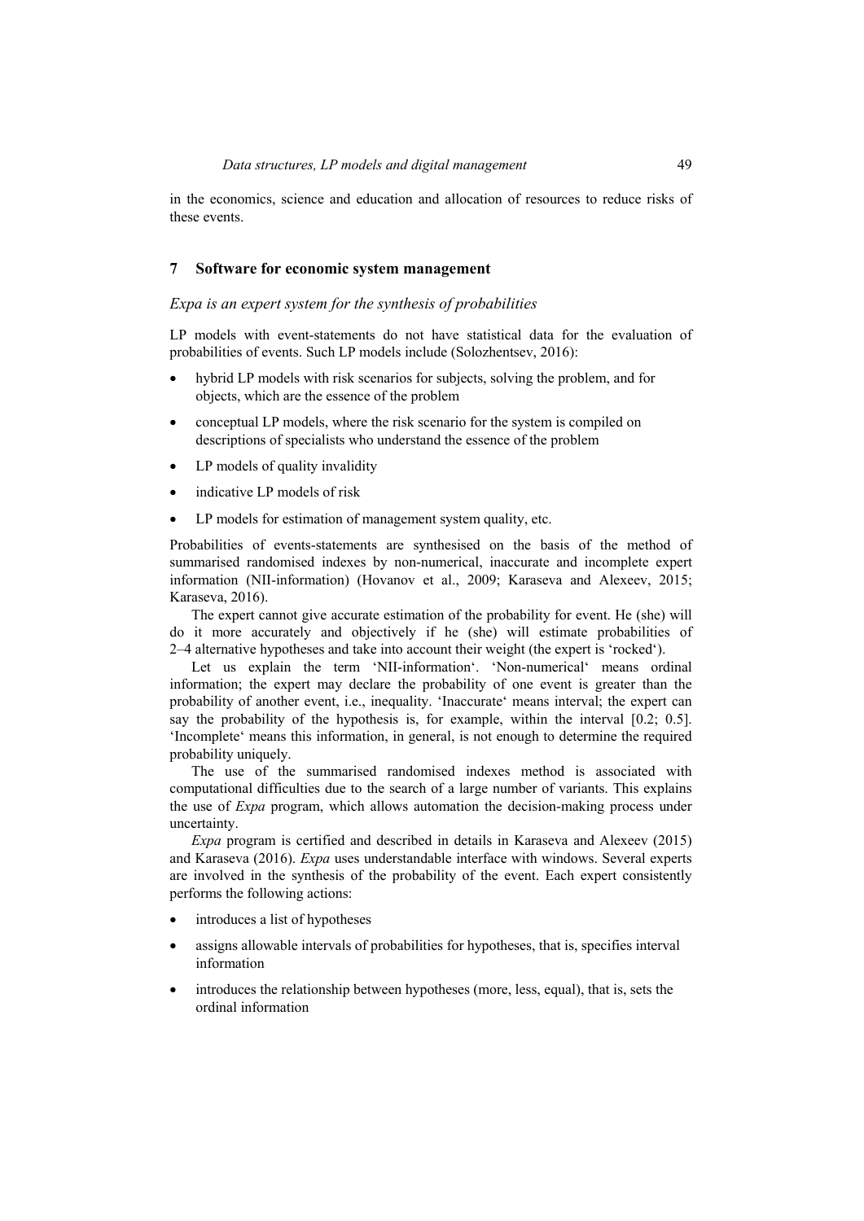in the economics, science and education and allocation of resources to reduce risks of these events.

## 7 Software for economic system management

### *Expa is an expert system for the synthesis of probabilities*

LP models with event-statements do not have statistical data for the evaluation of probabilities of events. Such LP models include (Solozhentsev, 2016):

- hybrid LP models with risk scenarios for subjects, solving the problem, and for objects, which are the essence of the problem
- conceptual LP models, where the risk scenario for the system is compiled on descriptions of specialists who understand the essence of the problem
- LP models of quality invalidity
- indicative LP models of risk
- LP models for estimation of management system quality, etc.

Probabilities of events-statements are synthesised on the basis of the method of summarised randomised indexes by non-numerical, inaccurate and incomplete expert information (NII-information) (Hovanov et al., 2009; Karaseva and Alexeev, 2015; Karaseva, 2016).

The expert cannot give accurate estimation of the probability for event. He (she) will do it more accurately and objectively if he (she) will estimate probabilities of 2–4 alternative hypotheses and take into account their weight (the expert is 'rocked').

Let us explain the term 'NII-information'. 'Non-numerical' means ordinal information; the expert may declare the probability of one event is greater than the probability of another event, i.e., inequality. 'Inaccurate' means interval; the expert can say the probability of the hypothesis is, for example, within the interval [0.2; 0.5]. 'Incomplete' means this information, in general, is not enough to determine the required probability uniquely.

The use of the summarised randomised indexes method is associated with computational difficulties due to the search of a large number of variants. This explains the use of *Expa* program, which allows automation the decision-making process under uncertainty.

*Expa* program is certified and described in details in Karaseva and Alexeev (2015) and Karaseva (2016). *Expa* uses understandable interface with windows. Several experts are involved in the synthesis of the probability of the event. Each expert consistently performs the following actions:

- introduces a list of hypotheses
- assigns allowable intervals of probabilities for hypotheses, that is, specifies interval information
- introduces the relationship between hypotheses (more, less, equal), that is, sets the ordinal information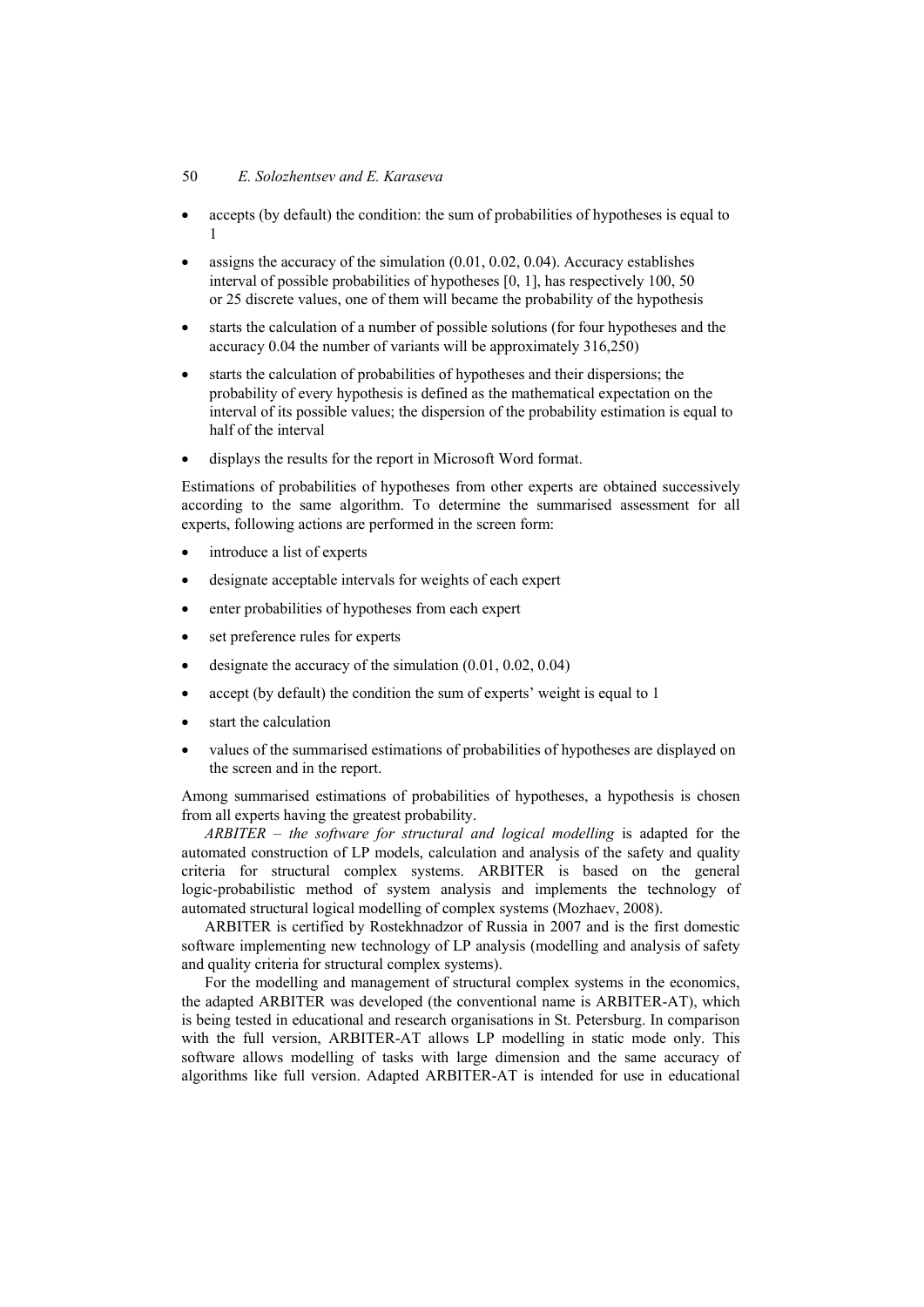- accepts (by default) the condition: the sum of probabilities of hypotheses is equal to 1
- assigns the accuracy of the simulation (0.01, 0.02, 0.04). Accuracy establishes interval of possible probabilities of hypotheses [0, 1], has respectively 100, 50 or 25 discrete values, one of them will became the probability of the hypothesis
- starts the calculation of a number of possible solutions (for four hypotheses and the accuracy 0.04 the number of variants will be approximately 316,250)
- starts the calculation of probabilities of hypotheses and their dispersions; the probability of every hypothesis is defined as the mathematical expectation on the interval of its possible values; the dispersion of the probability estimation is equal to half of the interval
- displays the results for the report in Microsoft Word format.

Estimations of probabilities of hypotheses from other experts are obtained successively according to the same algorithm. To determine the summarised assessment for all experts, following actions are performed in the screen form:

- introduce a list of experts
- designate acceptable intervals for weights of each expert
- enter probabilities of hypotheses from each expert
- set preference rules for experts
- designate the accuracy of the simulation (0.01, 0.02, 0.04)
- accept (by default) the condition the sum of experts' weight is equal to 1
- start the calculation
- values of the summarised estimations of probabilities of hypotheses are displayed on the screen and in the report.

Among summarised estimations of probabilities of hypotheses, a hypothesis is chosen from all experts having the greatest probability.

*ARBITER – the software for structural and logical modelling* is adapted for the automated construction of LP models, calculation and analysis of the safety and quality criteria for structural complex systems. ARBITER is based on the general logic-probabilistic method of system analysis and implements the technology of automated structural logical modelling of complex systems (Mozhaev, 2008).

ARBITER is certified by Rostekhnadzor of Russia in 2007 and is the first domestic software implementing new technology of LP analysis (modelling and analysis of safety and quality criteria for structural complex systems).

For the modelling and management of structural complex systems in the economics, the adapted ARBITER was developed (the conventional name is ARBITER-AT), which is being tested in educational and research organisations in St. Petersburg. In comparison with the full version, ARBITER-AT allows LP modelling in static mode only. This software allows modelling of tasks with large dimension and the same accuracy of algorithms like full version. Adapted ARBITER-AT is intended for use in educational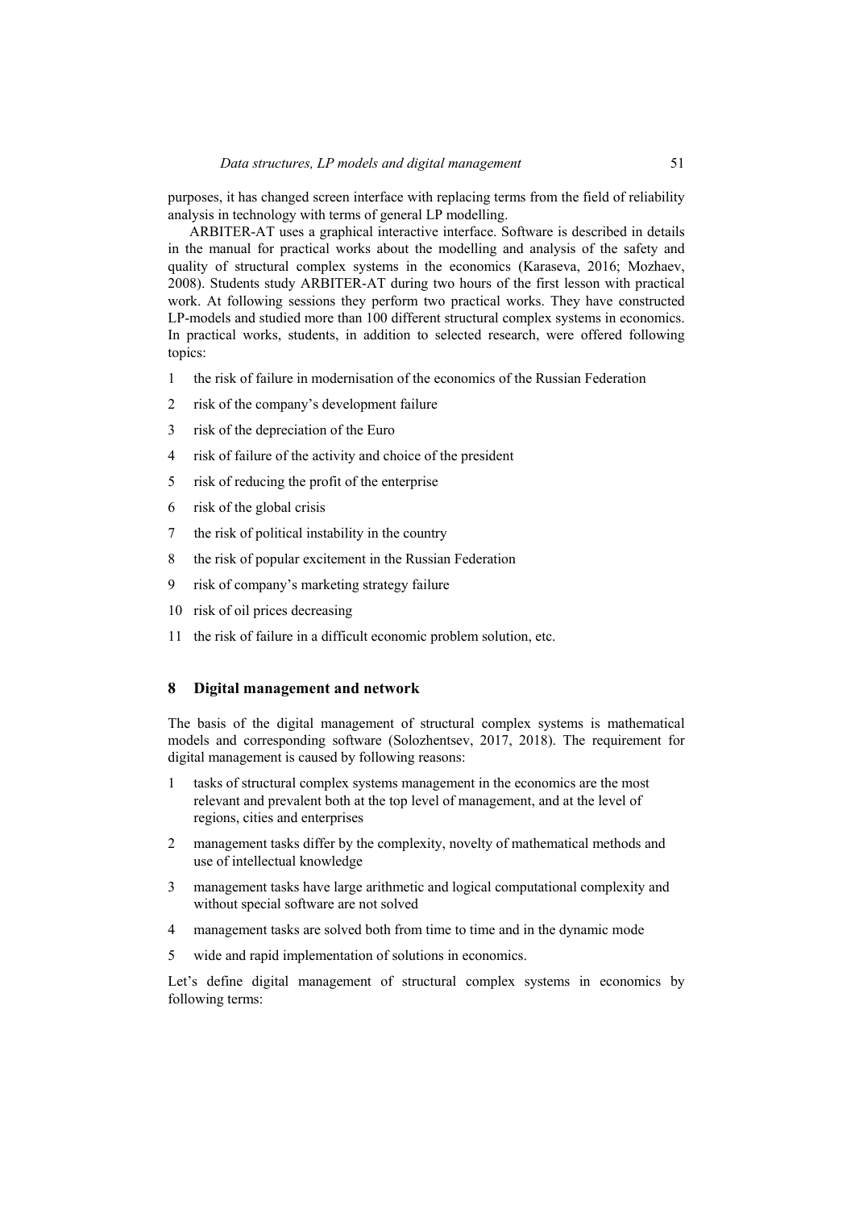purposes, it has changed screen interface with replacing terms from the field of reliability analysis in technology with terms of general LP modelling.

ARBITER-AT uses a graphical interactive interface. Software is described in details in the manual for practical works about the modelling and analysis of the safety and quality of structural complex systems in the economics (Karaseva, 2016; Mozhaev, 2008). Students study ARBITER-AT during two hours of the first lesson with practical work. At following sessions they perform two practical works. They have constructed LP-models and studied more than 100 different structural complex systems in economics. In practical works, students, in addition to selected research, were offered following topics:

1. the risk of failure in modernisation of the economics of the Russian Federation
2. risk of the company's development failure
3. risk of the depreciation of the Euro
4. risk of failure of the activity and choice of the president
5. risk of reducing the profit of the enterprise
6. risk of the global crisis
7. the risk of political instability in the country
8. the risk of popular excitement in the Russian Federation
9. risk of company's marketing strategy failure
10. risk of oil prices decreasing
11. the risk of failure in a difficult economic problem solution, etc.

## 8 Digital management and network

The basis of the digital management of structural complex systems is mathematical models and corresponding software (Solozhentsev, 2017, 2018). The requirement for digital management is caused by following reasons:

1. tasks of structural complex systems management in the economics are the most relevant and prevalent both at the top level of management, and at the level of regions, cities and enterprises
2. management tasks differ by the complexity, novelty of mathematical methods and use of intellectual knowledge
3. management tasks have large arithmetic and logical computational complexity and without special software are not solved
4. management tasks are solved both from time to time and in the dynamic mode
5. wide and rapid implementation of solutions in economics.

Let's define digital management of structural complex systems in economics by following terms: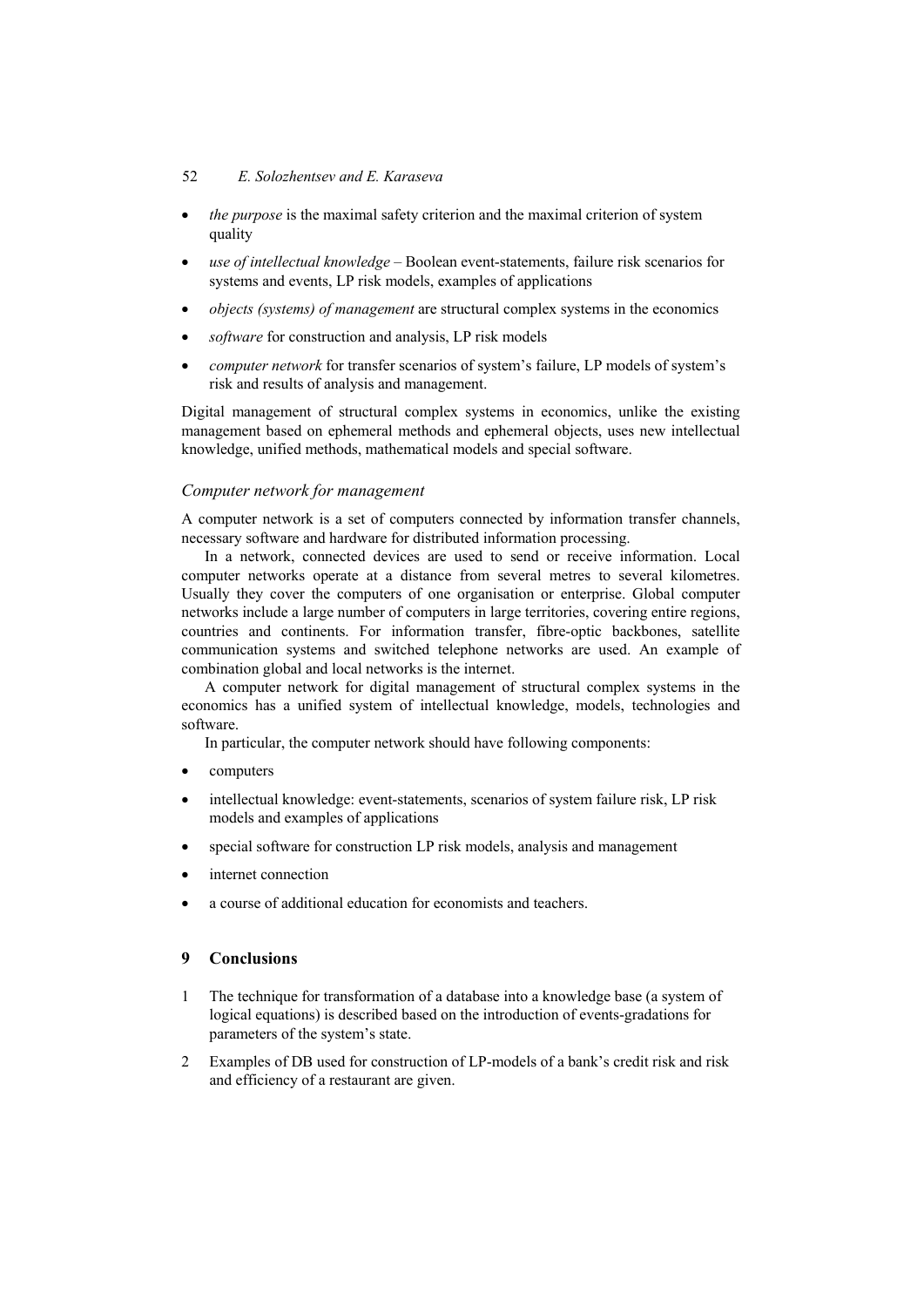- *the purpose* is the maximal safety criterion and the maximal criterion of system quality
- *use of intellectual knowledge* – Boolean event-statements, failure risk scenarios for systems and events, LP risk models, examples of applications
- *objects (systems) of management* are structural complex systems in the economics
- *software* for construction and analysis, LP risk models
- *computer network* for transfer scenarios of system's failure, LP models of system's risk and results of analysis and management.

Digital management of structural complex systems in economics, unlike the existing management based on ephemeral methods and ephemeral objects, uses new intellectual knowledge, unified methods, mathematical models and special software.

### *Computer network for management*

A computer network is a set of computers connected by information transfer channels, necessary software and hardware for distributed information processing.

In a network, connected devices are used to send or receive information. Local computer networks operate at a distance from several metres to several kilometres. Usually they cover the computers of one organisation or enterprise. Global computer networks include a large number of computers in large territories, covering entire regions, countries and continents. For information transfer, fibre-optic backbones, satellite communication systems and switched telephone networks are used. An example of combination global and local networks is the internet.

A computer network for digital management of structural complex systems in the economics has a unified system of intellectual knowledge, models, technologies and software.

In particular, the computer network should have following components:

- computers
- intellectual knowledge: event-statements, scenarios of system failure risk, LP risk models and examples of applications
- special software for construction LP risk models, analysis and management
- internet connection
- a course of additional education for economists and teachers.

## 9 Conclusions

1. The technique for transformation of a database into a knowledge base (a system of logical equations) is described based on the introduction of events-gradations for parameters of the system's state.
2. Examples of DB used for construction of LP-models of a bank's credit risk and risk and efficiency of a restaurant are given.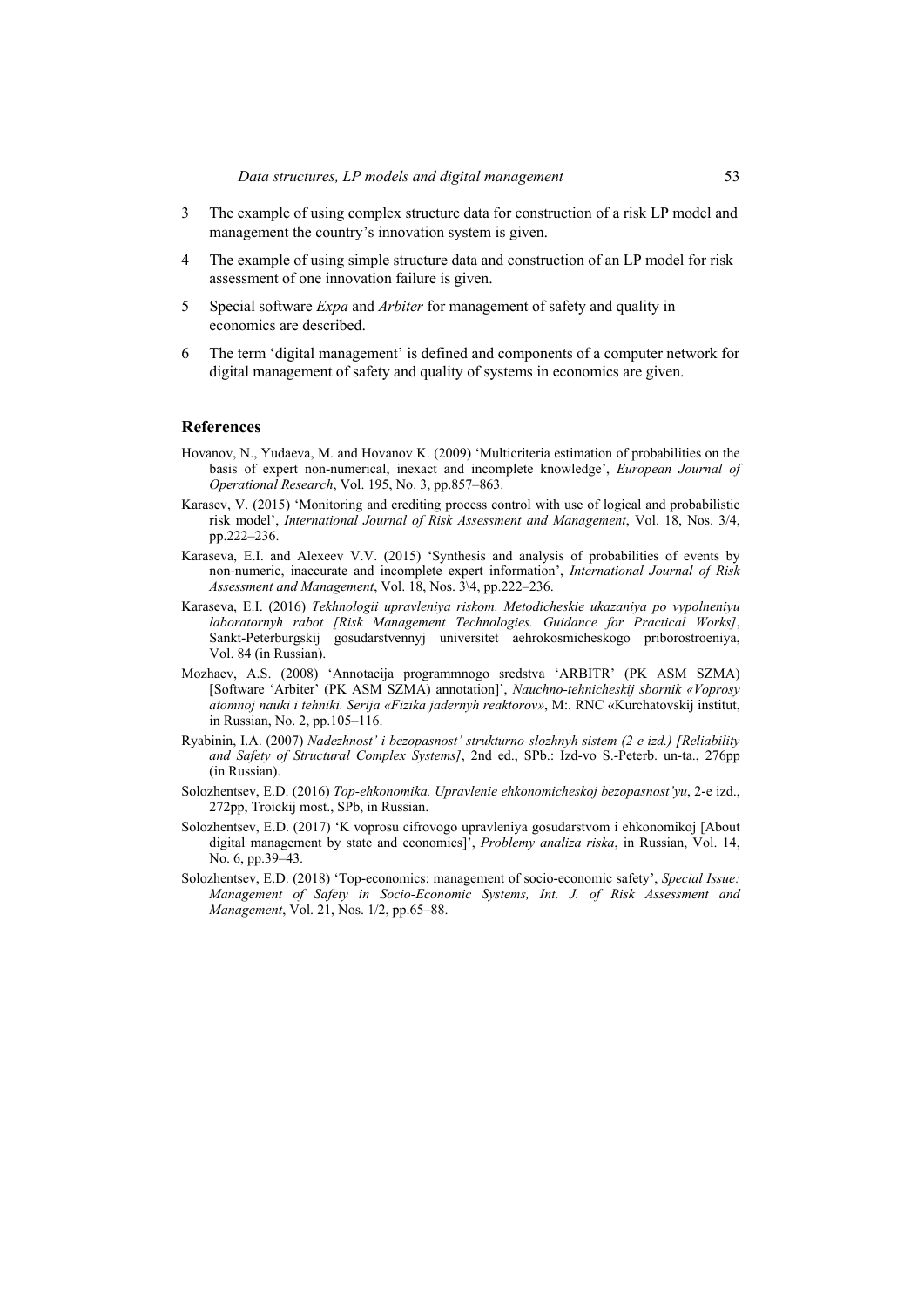3 The example of using complex structure data for construction of a risk LP model and management the country's innovation system is given.

4 The example of using simple structure data and construction of an LP model for risk assessment of one innovation failure is given.

5 Special software *Expa* and *Arbiter* for management of safety and quality in economics are described.

6 The term 'digital management' is defined and components of a computer network for digital management of safety and quality of systems in economics are given.

## References

Hovanov, N., Yudaeva, M. and Hovanov K. (2009) 'Multicriteria estimation of probabilities on the basis of expert non-numerical, inexact and incomplete knowledge', *European Journal of Operational Research*, Vol. 195, No. 3, pp.857–863.

Karasev, V. (2015) 'Monitoring and crediting process control with use of logical and probabilistic risk model', *International Journal of Risk Assessment and Management*, Vol. 18, Nos. 3/4, pp.222–236.

Karaseva, E.I. and Alexeev V.V. (2015) 'Synthesis and analysis of probabilities of events by non-numeric, inaccurate and incomplete expert information', *International Journal of Risk Assessment and Management*, Vol. 18, Nos. 3\4, pp.222–236.

Karaseva, E.I. (2016) *Tekhnologii upravleniya riskom. Metodicheskie ukazaniya po vypolneniyu laboratornyh rabot [Risk Management Technologies. Guidance for Practical Works]*, Sankt-Peterburgskij gosudarstvennyj universitet aehrokosmicheskogo priborostroeniya, Vol. 84 (in Russian).

Mozhaev, A.S. (2008) 'Annotacija programmnogo sredstva 'ARBITR' (PK ASM SZMA) [Software 'Arbiter' (PK ASM SZMA) annotation]', *Nauchno-tehnicheskij sbornik «Voprosy atomnoj nauki i tehniki. Serija «Fizika jadernyh reaktorov»*, M:. RNC «Kurchatovskij institut, in Russian, No. 2, pp.105–116.

Ryabinin, I.A. (2007) *Nadezhnost' i bezopasnost' strukturno-slozhnyh sistem (2-e izd.) [Reliability and Safety of Structural Complex Systems]*, 2nd ed., SPb.: Izd-vo S.-Peterb. un-ta., 276pp (in Russian).

Solozhentsev, E.D. (2016) *Top-ehkonomika. Upravlenie ehkonomicheskoj bezopasnost'yu*, 2-e izd., 272pp, Troickij most., SPb, in Russian.

Solozhentsev, E.D. (2017) 'K voprosu cifrovogo upravleniya gosudarstvom i ehkonomikoj [About digital management by state and economics]', *Problemy analiza riska*, in Russian, Vol. 14, No. 6, pp.39–43.

Solozhentsev, E.D. (2018) 'Top-economics: management of socio-economic safety', *Special Issue: Management of Safety in Socio-Economic Systems, Int. J. of Risk Assessment and Management*, Vol. 21, Nos. 1/2, pp.65–88.